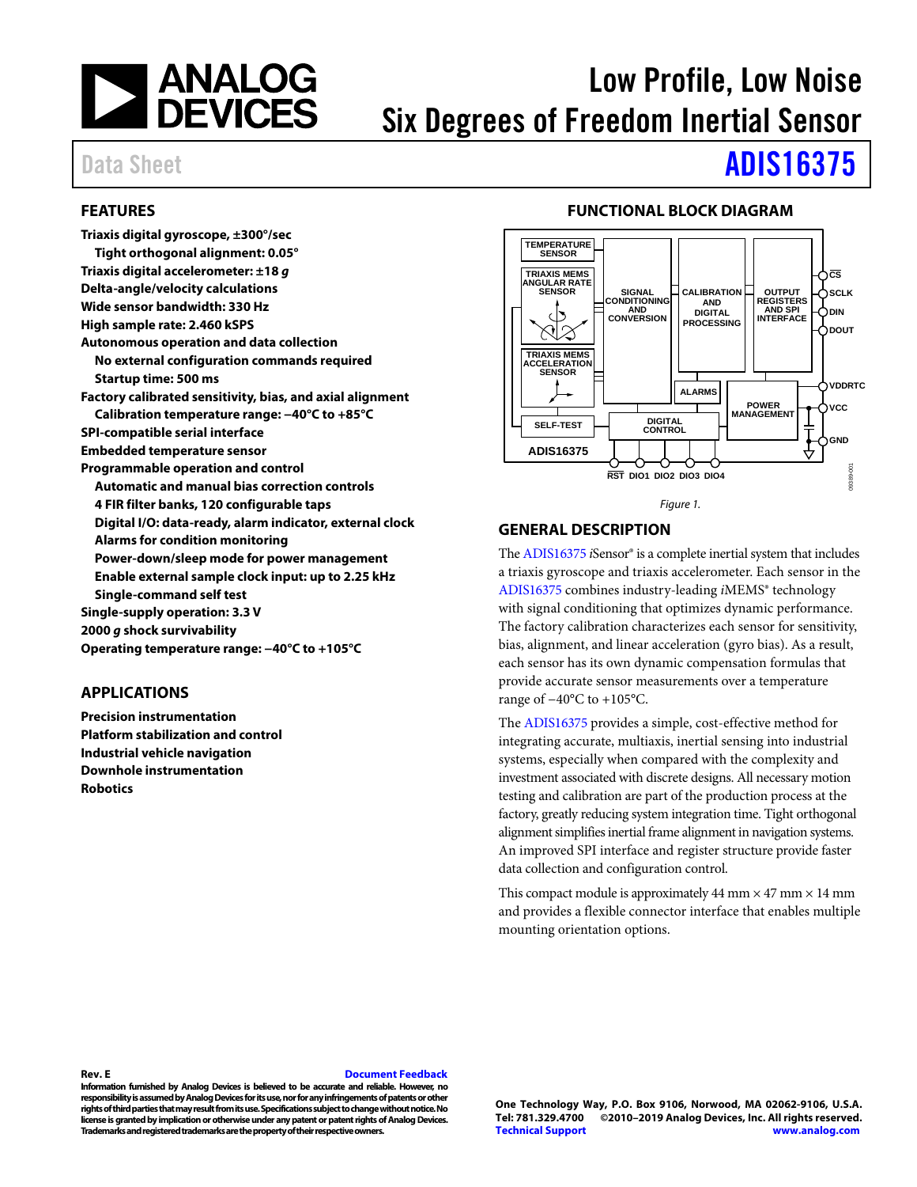# Low Profile, Low Noise Six Degrees of Freedom Inertial Sensor

Data Sheet **ADIS16375**

## FEATURES

**Triaxis digital gyroscope, ±300°/sec**
- **Tight orthogonal alignment: 0.05°**

**Triaxis digital accelerometer: ±18 *g***

**Delta-angle/velocity calculations**

**Wide sensor bandwidth: 330 Hz**

**High sample rate: 2.460 kSPS**

**Autonomous operation and data collection**
- **No external configuration commands required**
- **Startup time: 500 ms**

**Factory calibrated sensitivity, bias, and axial alignment**
- **Calibration temperature range: −40°C to +85°C**

**SPI-compatible serial interface**

**Embedded temperature sensor**

**Programmable operation and control**
- **Automatic and manual bias correction controls**
- **4 FIR filter banks, 120 configurable taps**
- **Digital I/O: data-ready, alarm indicator, external clock**
- **Alarms for condition monitoring**
- **Power-down/sleep mode for power management**
- **Enable external sample clock input: up to 2.25 kHz**
- **Single-command self test**

**Single-supply operation: 3.3 V**

**2000 *g* shock survivability**

**Operating temperature range: −40°C to +105°C**

## APPLICATIONS

**Precision instrumentation**
**Platform stabilization and control**
**Industrial vehicle navigation**
**Downhole instrumentation**
**Robotics**

## FUNCTIONAL BLOCK DIAGRAM

Figure 1.

## GENERAL DESCRIPTION

The ADIS16375 *i*Sensor® is a complete inertial system that includes a triaxis gyroscope and triaxis accelerometer. Each sensor in the ADIS16375 combines industry-leading *i*MEMS® technology with signal conditioning that optimizes dynamic performance. The factory calibration characterizes each sensor for sensitivity, bias, alignment, and linear acceleration (gyro bias). As a result, each sensor has its own dynamic compensation formulas that provide accurate sensor measurements over a temperature range of −40°C to +105°C.

The ADIS16375 provides a simple, cost-effective method for integrating accurate, multiaxis, inertial sensing into industrial systems, especially when compared with the complexity and investment associated with discrete designs. All necessary motion testing and calibration are part of the production process at the factory, greatly reducing system integration time. Tight orthogonal alignment simplifies inertial frame alignment in navigation systems. An improved SPI interface and register structure provide faster data collection and configuration control.

This compact module is approximately 44 mm × 47 mm × 14 mm and provides a flexible connector interface that enables multiple mounting orientation options.

Rev. E

**Information furnished by Analog Devices is believed to be accurate and reliable. However, no responsibility is assumed by Analog Devices for its use, nor for any infringements of patents or other rights of third parties that may result from its use. Specifications subject to change without notice. No license is granted by implication or otherwise under any patent or patent rights of Analog Devices. Trademarks and registered trademarks are the property of their respective owners.**

One Technology Way, P.O. Box 9106, Norwood, MA 02062-9106, U.S.A.
Tel: 781.329.4700 ©2010–2019 Analog Devices, Inc. All rights reserved.
Technical Support www.analog.com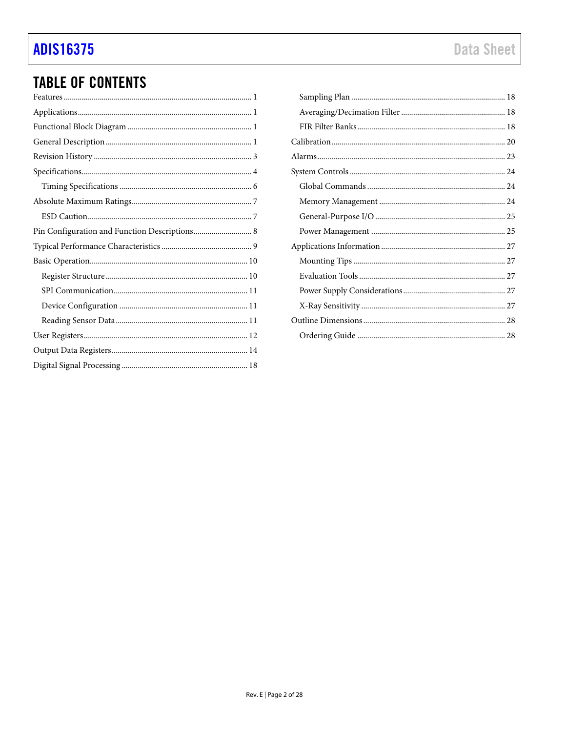## TABLE OF CONTENTS

Features ... 1
Applications ... 1
Functional Block Diagram ... 1
General Description ... 1
Revision History ... 3
Specifications ... 4
- Timing Specifications ... 6

Absolute Maximum Ratings ... 7
- ESD Caution ... 7

Pin Configuration and Function Descriptions ... 8
Typical Performance Characteristics ... 9
Basic Operation ... 10
- Register Structure ... 10
- SPI Communication ... 11
- Device Configuration ... 11
- Reading Sensor Data ... 11

User Registers ... 12
Output Data Registers ... 14
Digital Signal Processing ... 18
- Sampling Plan ... 18
- Averaging/Decimation Filter ... 18
- FIR Filter Banks ... 18

Calibration ... 20
Alarms ... 23
System Controls ... 24
- Global Commands ... 24
- Memory Management ... 24
- General-Purpose I/O ... 25
- Power Management ... 25

Applications Information ... 27
- Mounting Tips ... 27
- Evaluation Tools ... 27
- Power Supply Considerations ... 27
- X-Ray Sensitivity ... 27

Outline Dimensions ... 28
- Ordering Guide ... 28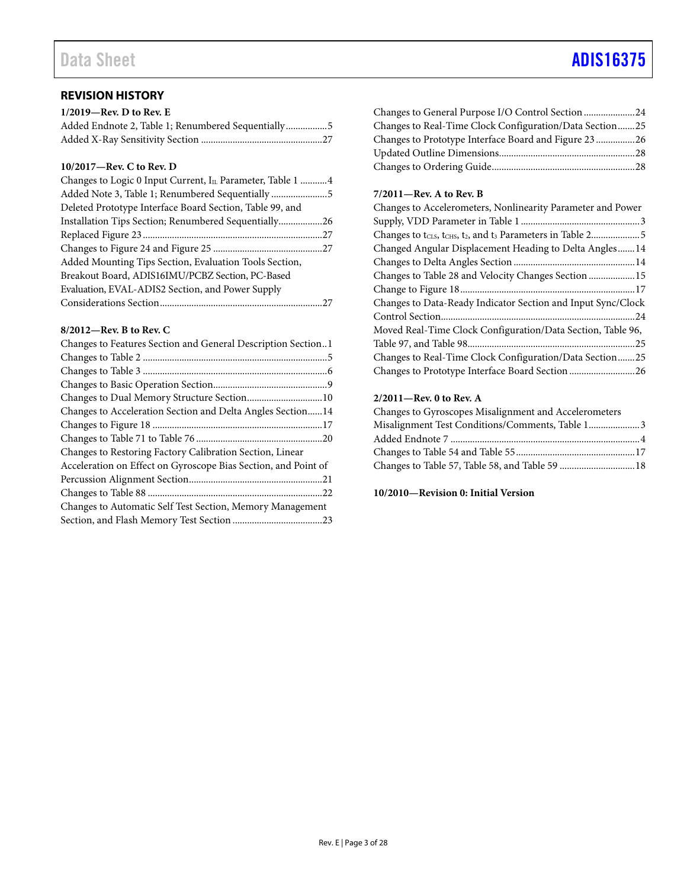## REVISION HISTORY

**1/2019—Rev. D to Rev. E**

Added Endnote 2, Table 1; Renumbered Sequentially ................5
Added X-Ray Sensitivity Section .................................................27

**10/2017—Rev. C to Rev. D**

Changes to Logic 0 Input Current, $I_{IL}$ Parameter, Table 1 ...........4
Added Note 3, Table 1; Renumbered Sequentially .......................5
Deleted Prototype Interface Board Section, Table 99, and Installation Tips Section; Renumbered Sequentially..................26
Replaced Figure 23 .........................................................................27
Changes to Figure 24 and Figure 25 .............................................27
Added Mounting Tips Section, Evaluation Tools Section, Breakout Board, ADIS16IMU/PCBZ Section, PC-Based Evaluation, EVAL-ADIS2 Section, and Power Supply Considerations Section ..................................................................27

**8/2012—Rev. B to Rev. C**

Changes to Features Section and General Description Section..1
Changes to Table 2 ...........................................................................5
Changes to Table 3 ...........................................................................6
Changes to Basic Operation Section..............................................9
Changes to Dual Memory Structure Section...............................10
Changes to Acceleration Section and Delta Angles Section......14
Changes to Figure 18 .....................................................................17
Changes to Table 71 to Table 76 ...................................................20
Changes to Restoring Factory Calibration Section, Linear Acceleration on Effect on Gyroscope Bias Section, and Point of Percussion Alignment Section......................................................21
Changes to Table 88 .......................................................................22
Changes to Automatic Self Test Section, Memory Management Section, and Flash Memory Test Section .....................................23
Changes to General Purpose I/O Control Section .....................24
Changes to Real-Time Clock Configuration/Data Section.......25
Changes to Prototype Interface Board and Figure 23 ................26
Updated Outline Dimensions.......................................................28
Changes to Ordering Guide..........................................................28

**7/2011—Rev. A to Rev. B**

Changes to Accelerometers, Nonlinearity Parameter and Power Supply, VDD Parameter in Table 1 ................................................3
Changes to $t_{CLS}$, $t_{CHS}$, $t_2$, and $t_3$ Parameters in Table 2....................5
Changed Angular Displacement Heading to Delta Angles.......14
Changes to Delta Angles Section .................................................14
Changes to Table 28 and Velocity Changes Section ...................15
Change to Figure 18 .......................................................................17
Changes to Data-Ready Indicator Section and Input Sync/Clock Control Section...............................................................................24
Moved Real-Time Clock Configuration/Data Section, Table 96, Table 97, and Table 98....................................................................25
Changes to Real-Time Clock Configuration/Data Section.......25
Changes to Prototype Interface Board Section ...........................26

**2/2011—Rev. 0 to Rev. A**

Changes to Gyroscopes Misalignment and Accelerometers Misalignment Test Conditions/Comments, Table 1.....................3
Added Endnote 7 .............................................................................4
Changes to Table 54 and Table 55................................................17
Changes to Table 57, Table 58, and Table 59 ..............................18

**10/2010—Revision 0: Initial Version**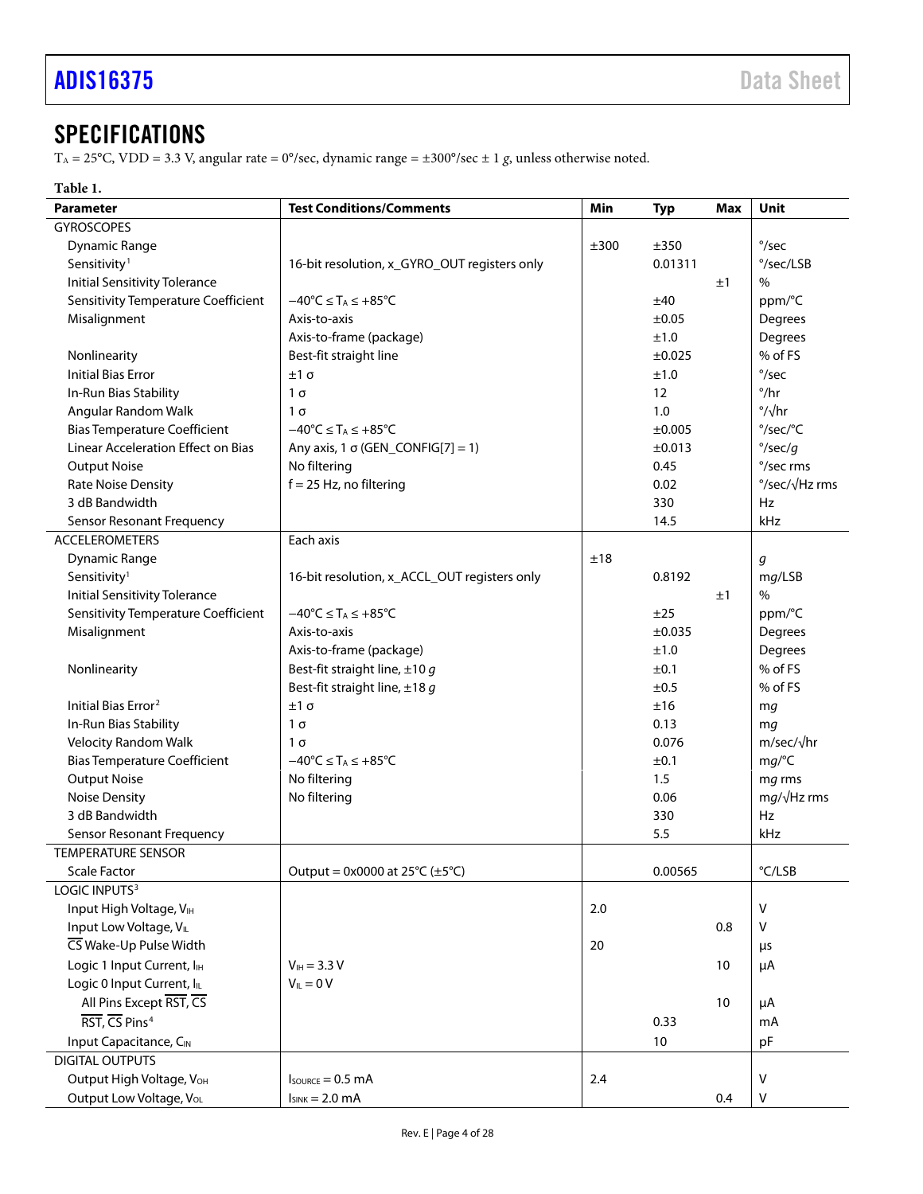## SPECIFICATIONS

$T_A$ = 25°C, VDD = 3.3 V, angular rate = 0°/sec, dynamic range = ±300°/sec ± 1 *g*, unless otherwise noted.

**Table 1.**

| Parameter | Test Conditions/Comments | Min | Typ | Max | Unit |
|---|---|---|---|---|---|
| GYROSCOPES | | | | | |
| Dynamic Range | | ±300 | ±350 | | °/sec |
| Sensitivity[1] | 16-bit resolution, x_GYRO_OUT registers only | | 0.01311 | | °/sec/LSB |
| Initial Sensitivity Tolerance | | | | ±1 | % |
| Sensitivity Temperature Coefficient | −40°C ≤ $T_A$ ≤ +85°C | | ±40 | | ppm/°C |
| Misalignment | Axis-to-axis | | ±0.05 | | Degrees |
| | Axis-to-frame (package) | | ±1.0 | | Degrees |
| Nonlinearity | Best-fit straight line | | ±0.025 | | % of FS |
| Initial Bias Error | ±1 σ | | ±1.0 | | °/sec |
| In-Run Bias Stability | 1 σ | | 12 | | °/hr |
| Angular Random Walk | 1 σ | | 1.0 | | °/√hr |
| Bias Temperature Coefficient | −40°C ≤ $T_A$ ≤ +85°C | | ±0.005 | | °/sec/°C |
| Linear Acceleration Effect on Bias | Any axis, 1 σ (GEN_CONFIG[7] = 1) | | ±0.013 | | °/sec/*g* |
| Output Noise | No filtering | | 0.45 | | °/sec rms |
| Rate Noise Density | f = 25 Hz, no filtering | | 0.02 | | °/sec/√Hz rms |
| 3 dB Bandwidth | | | 330 | | Hz |
| Sensor Resonant Frequency | | | 14.5 | | kHz |
| ACCELEROMETERS | Each axis | | | | |
| Dynamic Range | | ±18 | | | *g* |
| Sensitivity[1] | 16-bit resolution, x_ACCL_OUT registers only | | 0.8192 | | m*g*/LSB |
| Initial Sensitivity Tolerance | | | | ±1 | % |
| Sensitivity Temperature Coefficient | −40°C ≤ $T_A$ ≤ +85°C | | ±25 | | ppm/°C |
| Misalignment | Axis-to-axis | | ±0.035 | | Degrees |
| | Axis-to-frame (package) | | ±1.0 | | Degrees |
| Nonlinearity | Best-fit straight line, ±10 *g* | | ±0.1 | | % of FS |
| | Best-fit straight line, ±18 *g* | | ±0.5 | | % of FS |
| Initial Bias Error[2] | ±1 σ | | ±16 | | m*g* |
| In-Run Bias Stability | 1 σ | | 0.13 | | m*g* |
| Velocity Random Walk | 1 σ | | 0.076 | | m/sec/√hr |
| Bias Temperature Coefficient | −40°C ≤ $T_A$ ≤ +85°C | | ±0.1 | | m*g*/°C |
| Output Noise | No filtering | | 1.5 | | m*g* rms |
| Noise Density | No filtering | | 0.06 | | m*g*/√Hz rms |
| 3 dB Bandwidth | | | 330 | | Hz |
| Sensor Resonant Frequency | | | 5.5 | | kHz |
| TEMPERATURE SENSOR | | | | | |
| Scale Factor | Output = 0x0000 at 25°C (±5°C) | | 0.00565 | | °C/LSB |
| LOGIC INPUTS[3] | | | | | |
| Input High Voltage, $V_{IH}$ | | 2.0 | | | V |
| Input Low Voltage, $V_{IL}$ | | | | 0.8 | V |
| CS̄ Wake-Up Pulse Width | | 20 | | | µs |
| Logic 1 Input Current, $I_{IH}$ | $V_{IH}$ = 3.3 V | | | 10 | µA |
| Logic 0 Input Current, $I_{IL}$ | $V_{IL}$ = 0 V | | | | |
| All Pins Except RST̄, CS̄ | | | | 10 | µA |
| RST̄, CS̄ Pins[4] | | | 0.33 | | mA |
| Input Capacitance, $C_{IN}$ | | | 10 | | pF |
| DIGITAL OUTPUTS | | | | | |
| Output High Voltage, $V_{OH}$ | $I_{SOURCE}$ = 0.5 mA | 2.4 | | | V |
| Output Low Voltage, $V_{OL}$ | $I_{SINK}$ = 2.0 mA | | | 0.4 | V |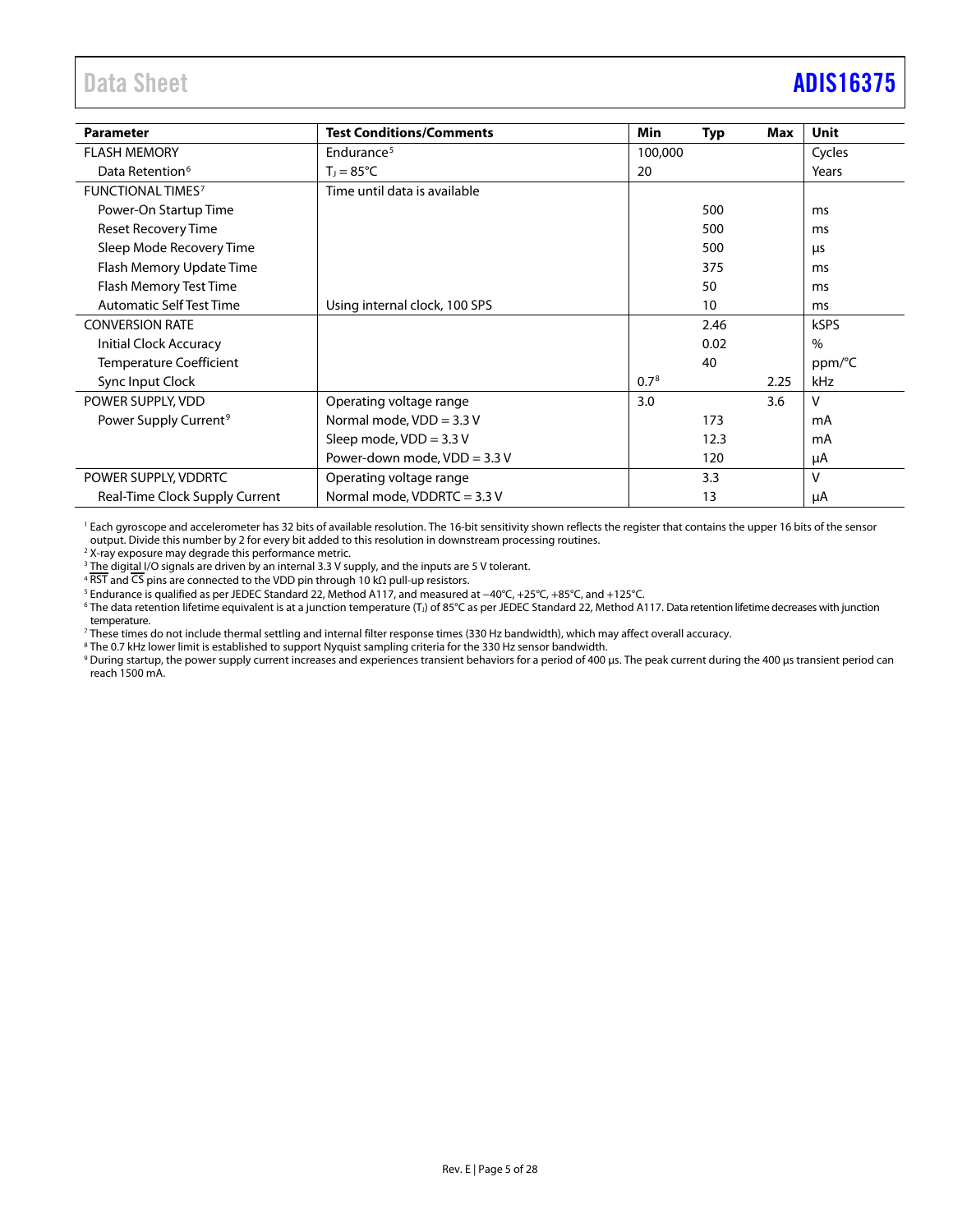| Parameter | Test Conditions/Comments | Min | Typ | Max | Unit |
|---|---|---|---|---|---|
| FLASH MEMORY | Endurance[5] | 100,000 | | | Cycles |
| Data Retention[6] | $T_J$ = 85°C | 20 | | | Years |
| FUNCTIONAL TIMES[7] | Time until data is available | | | | |
| Power-On Startup Time | | | 500 | | ms |
| Reset Recovery Time | | | 500 | | ms |
| Sleep Mode Recovery Time | | | 500 | | µs |
| Flash Memory Update Time | | | 375 | | ms |
| Flash Memory Test Time | | | 50 | | ms |
| Automatic Self Test Time | Using internal clock, 100 SPS | | 10 | | ms |
| CONVERSION RATE | | | 2.46 | | kSPS |
| Initial Clock Accuracy | | | 0.02 | | % |
| Temperature Coefficient | | | 40 | | ppm/°C |
| Sync Input Clock | | 0.7[8] | | 2.25 | kHz |
| POWER SUPPLY, VDD | Operating voltage range | 3.0 | | 3.6 | V |
| Power Supply Current[9] | Normal mode, VDD = 3.3 V | | 173 | | mA |
| | Sleep mode, VDD = 3.3 V | | 12.3 | | mA |
| | Power-down mode, VDD = 3.3 V | | 120 | | µA |
| POWER SUPPLY, VDDRTC | Operating voltage range | | 3.3 | | V |
| Real-Time Clock Supply Current | Normal mode, VDDRTC = 3.3 V | | 13 | | µA |

[1] Each gyroscope and accelerometer has 32 bits of available resolution. The 16-bit sensitivity shown reflects the register that contains the upper 16 bits of the sensor output. Divide this number by 2 for every bit added to this resolution in downstream processing routines.

[2] X-ray exposure may degrade this performance metric.

[3] The digital I/O signals are driven by an internal 3.3 V supply, and the inputs are 5 V tolerant.

[4] $\overline{\text{RST}}$ and $\overline{\text{CS}}$ pins are connected to the VDD pin through 10 kΩ pull-up resistors.

[5] Endurance is qualified as per JEDEC Standard 22, Method A117, and measured at −40°C, +25°C, +85°C, and +125°C.

[6] The data retention lifetime equivalent is at a junction temperature ($T_J$) of 85°C as per JEDEC Standard 22, Method A117. Data retention lifetime decreases with junction temperature.

[7] These times do not include thermal settling and internal filter response times (330 Hz bandwidth), which may affect overall accuracy.

[8] The 0.7 kHz lower limit is established to support Nyquist sampling criteria for the 330 Hz sensor bandwidth.

[9] During startup, the power supply current increases and experiences transient behaviors for a period of 400 µs. The peak current during the 400 µs transient period can reach 1500 mA.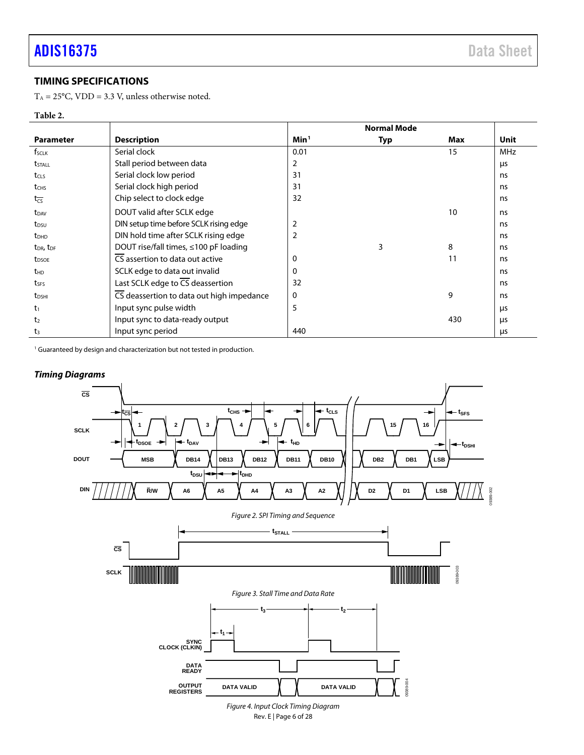## TIMING SPECIFICATIONS

$T_A = 25°C$, VDD = 3.3 V, unless otherwise noted.

**Table 2.**

| Parameter | Description | Normal Mode | | | Unit |
|---|---|---|---|---|---|
| | | Min[1] | Typ | Max | |
| $f_{SCLK}$ | Serial clock | 0.01 | | 15 | MHz |
| $t_{STALL}$ | Stall period between data | 2 | | | μs |
| $t_{CLS}$ | Serial clock low period | 31 | | | ns |
| $t_{CHS}$ | Serial clock high period | 31 | | | ns |
| $t_{\overline{CS}}$ | Chip select to clock edge | 32 | | | ns |
| $t_{DAV}$ | DOUT valid after SCLK edge | | | 10 | ns |
| $t_{DSU}$ | DIN setup time before SCLK rising edge | 2 | | | ns |
| $t_{DHD}$ | DIN hold time after SCLK rising edge | 2 | | | ns |
| $t_{DR}$, $t_{DF}$ | DOUT rise/fall times, ≤100 pF loading | | 3 | 8 | ns |
| $t_{DSOE}$ | $\overline{CS}$ assertion to data out active | 0 | | 11 | ns |
| $t_{HD}$ | SCLK edge to data out invalid | 0 | | | ns |
| $t_{SFS}$ | Last SCLK edge to $\overline{CS}$ deassertion | 32 | | | ns |
| $t_{DSHI}$ | $\overline{CS}$ deassertion to data out high impedance | 0 | | 9 | ns |
| $t_1$ | Input sync pulse width | 5 | | | μs |
| $t_2$ | Input sync to data-ready output | | | 430 | μs |
| $t_3$ | Input sync period | 440 | | | μs |

[1] Guaranteed by design and characterization but not tested in production.

### *Timing Diagrams*

*Figure 2. SPI Timing and Sequence*

*Figure 3. Stall Time and Data Rate*

*Figure 4. Input Clock Timing Diagram*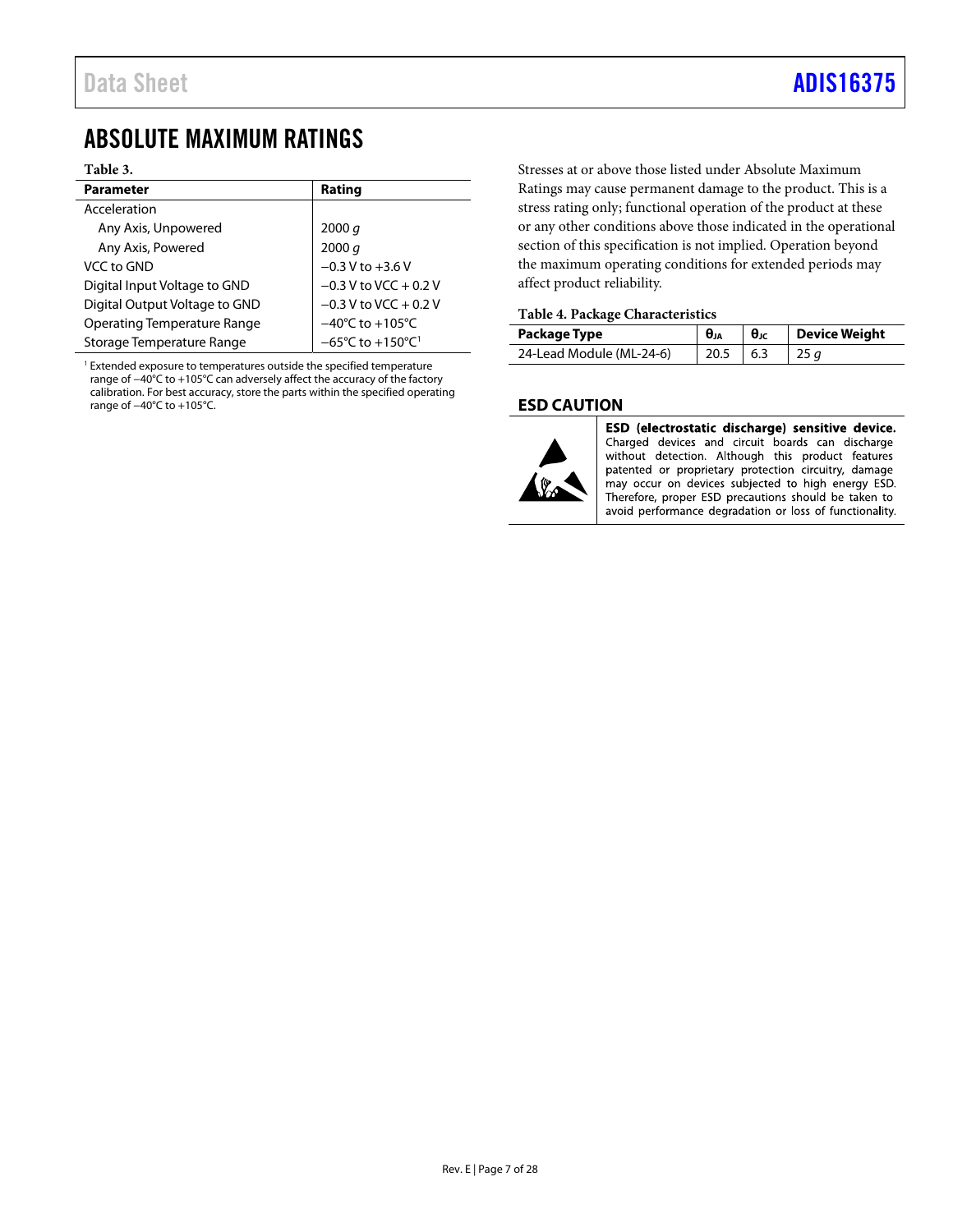# ABSOLUTE MAXIMUM RATINGS

**Table 3.**

| Parameter | Rating |
|---|---|
| Acceleration | |
| Any Axis, Unpowered | 2000 *g* |
| Any Axis, Powered | 2000 *g* |
| VCC to GND | −0.3 V to +3.6 V |
| Digital Input Voltage to GND | −0.3 V to VCC + 0.2 V |
| Digital Output Voltage to GND | −0.3 V to VCC + 0.2 V |
| Operating Temperature Range | −40°C to +105°C |
| Storage Temperature Range | −65°C to +150°C[1] |

[1] Extended exposure to temperatures outside the specified temperature range of −40°C to +105°C can adversely affect the accuracy of the factory calibration. For best accuracy, store the parts within the specified operating range of −40°C to +105°C.

Stresses at or above those listed under Absolute Maximum Ratings may cause permanent damage to the product. This is a stress rating only; functional operation of the product at these or any other conditions above those indicated in the operational section of this specification is not implied. Operation beyond the maximum operating conditions for extended periods may affect product reliability.

**Table 4. Package Characteristics**

| Package Type | $\theta_{JA}$ | $\theta_{JC}$ | Device Weight |
|---|---|---|---|
| 24-Lead Module (ML-24-6) | 20.5 | 6.3 | 25 *g* |

## ESD CAUTION

**ESD (electrostatic discharge) sensitive device.** Charged devices and circuit boards can discharge without detection. Although this product features patented or proprietary protection circuitry, damage may occur on devices subjected to high energy ESD. Therefore, proper ESD precautions should be taken to avoid performance degradation or loss of functionality.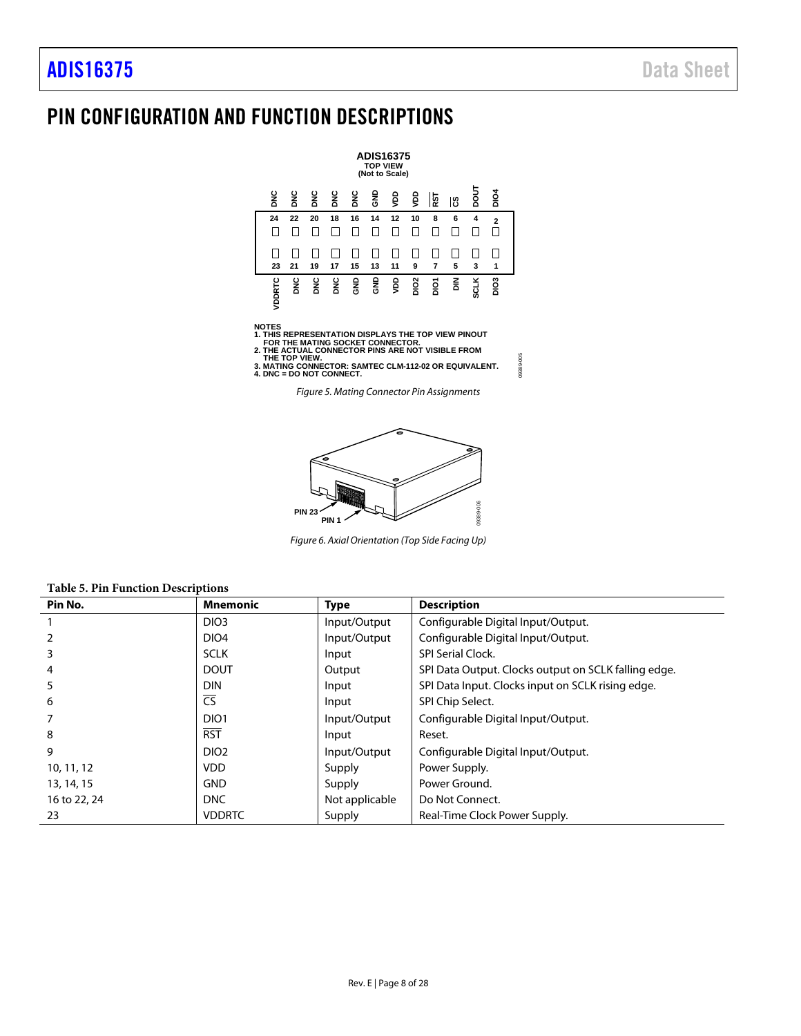# PIN CONFIGURATION AND FUNCTION DESCRIPTIONS

ADIS16375
TOP VIEW
(Not to Scale)

| DNC | DNC | DNC | DNC | DNC | GND | VDD | VDD | $\overline{RST}$ | $\overline{CS}$ | DOUT | DIO4 |
|---|---|---|---|---|---|---|---|---|---|---|---|
| 24 | 22 | 20 | 18 | 16 | 14 | 12 | 10 | 8 | 6 | 4 | 2 |
| 23 | 21 | 19 | 17 | 15 | 13 | 11 | 9 | 7 | 5 | 3 | 1 |
| VDDRTC | DNC | DNC | DNC | GND | GND | VDD | DIO2 | DIO1 | DIN | SCLK | DIO3 |

NOTES
1. THIS REPRESENTATION DISPLAYS THE TOP VIEW PINOUT FOR THE MATING SOCKET CONNECTOR.
2. THE ACTUAL CONNECTOR PINS ARE NOT VISIBLE FROM THE TOP VIEW.
3. MATING CONNECTOR: SAMTEC CLM-112-02 OR EQUIVALENT.
4. DNC = DO NOT CONNECT.

*Figure 5. Mating Connector Pin Assignments*

PIN 23
PIN 1

*Figure 6. Axial Orientation (Top Side Facing Up)*

**Table 5. Pin Function Descriptions**

| Pin No. | Mnemonic | Type | Description |
|---|---|---|---|
| 1 | DIO3 | Input/Output | Configurable Digital Input/Output. |
| 2 | DIO4 | Input/Output | Configurable Digital Input/Output. |
| 3 | SCLK | Input | SPI Serial Clock. |
| 4 | DOUT | Output | SPI Data Output. Clocks output on SCLK falling edge. |
| 5 | DIN | Input | SPI Data Input. Clocks input on SCLK rising edge. |
| 6 | $\overline{CS}$ | Input | SPI Chip Select. |
| 7 | DIO1 | Input/Output | Configurable Digital Input/Output. |
| 8 | $\overline{RST}$ | Input | Reset. |
| 9 | DIO2 | Input/Output | Configurable Digital Input/Output. |
| 10, 11, 12 | VDD | Supply | Power Supply. |
| 13, 14, 15 | GND | Supply | Power Ground. |
| 16 to 22, 24 | DNC | Not applicable | Do Not Connect. |
| 23 | VDDRTC | Supply | Real-Time Clock Power Supply. |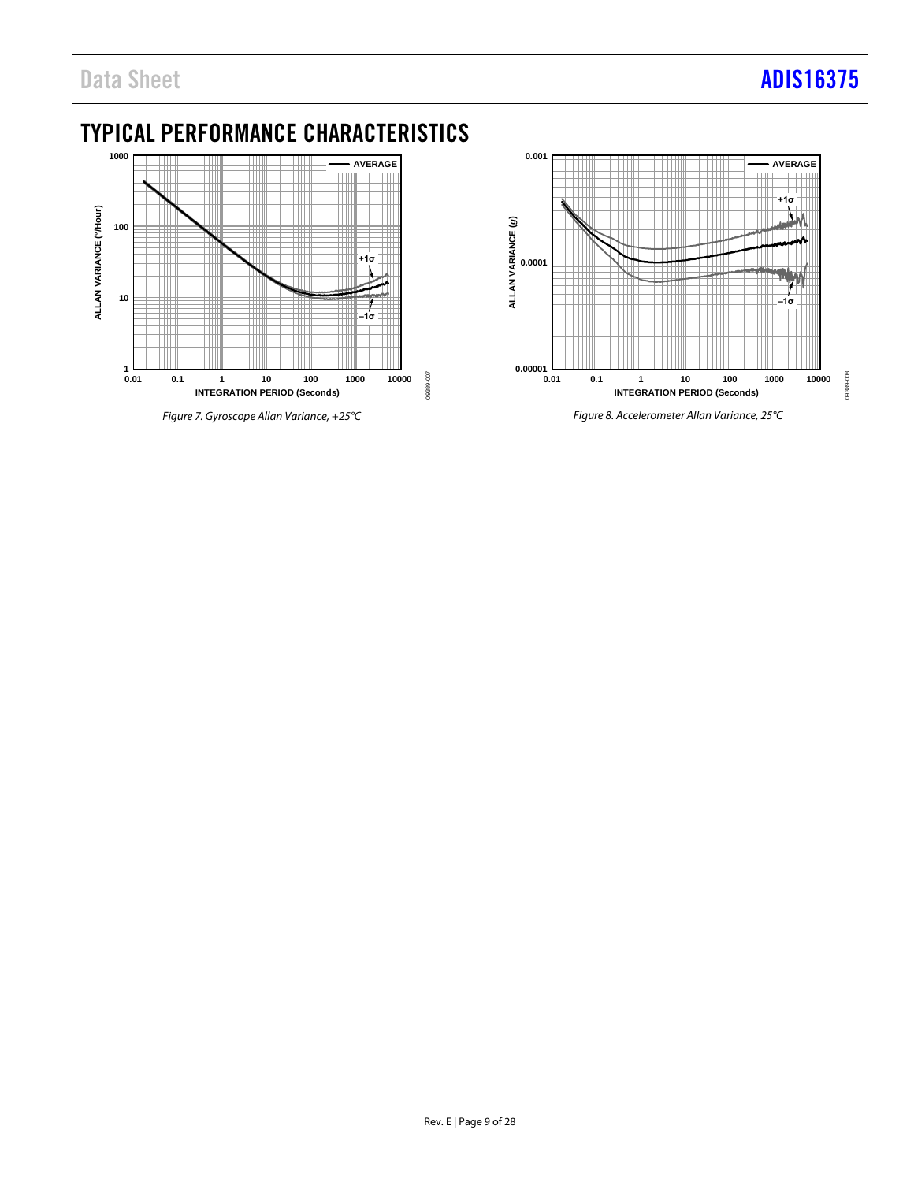# TYPICAL PERFORMANCE CHARACTERISTICS

*Figure 7. Gyroscope Allan Variance, +25°C*

*Figure 8. Accelerometer Allan Variance, 25°C*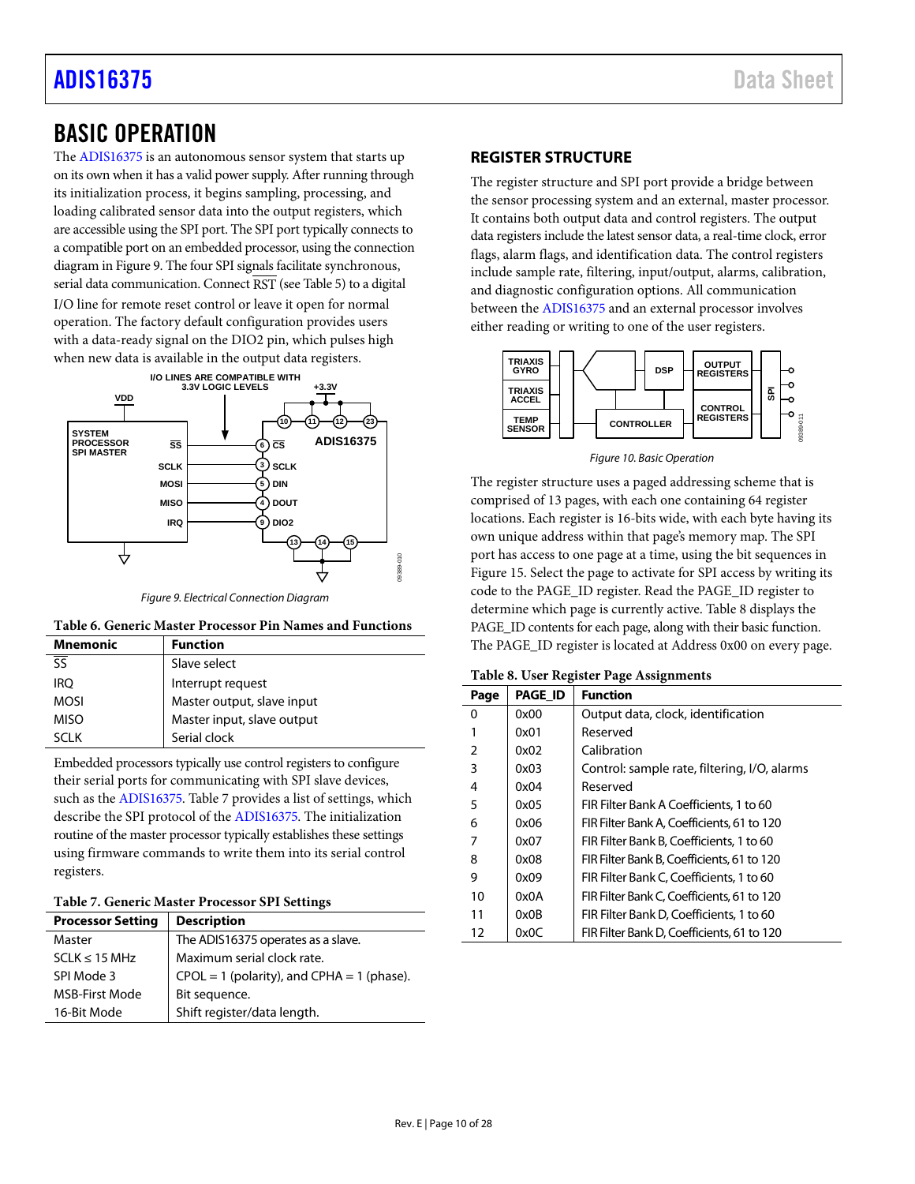## BASIC OPERATION

The ADIS16375 is an autonomous sensor system that starts up on its own when it has a valid power supply. After running through its initialization process, it begins sampling, processing, and loading calibrated sensor data into the output registers, which are accessible using the SPI port. The SPI port typically connects to a compatible port on an embedded processor, using the connection diagram in Figure 9. The four SPI signals facilitate synchronous, serial data communication. Connect RST (see Table 5) to a digital I/O line for remote reset control or leave it open for normal operation. The factory default configuration provides users with a data-ready signal on the DIO2 pin, which pulses high when new data is available in the output data registers.

*Figure 9. Electrical Connection Diagram*

**Table 6. Generic Master Processor Pin Names and Functions**

| Mnemonic | Function |
|---|---|
| SS | Slave select |
| IRQ | Interrupt request |
| MOSI | Master output, slave input |
| MISO | Master input, slave output |
| SCLK | Serial clock |

Embedded processors typically use control registers to configure their serial ports for communicating with SPI slave devices, such as the ADIS16375. Table 7 provides a list of settings, which describe the SPI protocol of the ADIS16375. The initialization routine of the master processor typically establishes these settings using firmware commands to write them into its serial control registers.

**Table 7. Generic Master Processor SPI Settings**

| Processor Setting | Description |
|---|---|
| Master | The ADIS16375 operates as a slave. |
| SCLK ≤ 15 MHz | Maximum serial clock rate. |
| SPI Mode 3 | CPOL = 1 (polarity), and CPHA = 1 (phase). |
| MSB-First Mode | Bit sequence. |
| 16-Bit Mode | Shift register/data length. |

### REGISTER STRUCTURE

The register structure and SPI port provide a bridge between the sensor processing system and an external, master processor. It contains both output data and control registers. The output data registers include the latest sensor data, a real-time clock, error flags, alarm flags, and identification data. The control registers include sample rate, filtering, input/output, alarms, calibration, and diagnostic configuration options. All communication between the ADIS16375 and an external processor involves either reading or writing to one of the user registers.

*Figure 10. Basic Operation*

The register structure uses a paged addressing scheme that is comprised of 13 pages, with each one containing 64 register locations. Each register is 16-bits wide, with each byte having its own unique address within that page's memory map. The SPI port has access to one page at a time, using the bit sequences in Figure 15. Select the page to activate for SPI access by writing its code to the PAGE_ID register. Read the PAGE_ID register to determine which page is currently active. Table 8 displays the PAGE_ID contents for each page, along with their basic function. The PAGE_ID register is located at Address 0x00 on every page.

**Table 8. User Register Page Assignments**

| Page | PAGE_ID | Function |
|---|---|---|
| 0 | 0x00 | Output data, clock, identification |
| 1 | 0x01 | Reserved |
| 2 | 0x02 | Calibration |
| 3 | 0x03 | Control: sample rate, filtering, I/O, alarms |
| 4 | 0x04 | Reserved |
| 5 | 0x05 | FIR Filter Bank A Coefficients, 1 to 60 |
| 6 | 0x06 | FIR Filter Bank A, Coefficients, 61 to 120 |
| 7 | 0x07 | FIR Filter Bank B, Coefficients, 1 to 60 |
| 8 | 0x08 | FIR Filter Bank B, Coefficients, 61 to 120 |
| 9 | 0x09 | FIR Filter Bank C, Coefficients, 1 to 60 |
| 10 | 0x0A | FIR Filter Bank C, Coefficients, 61 to 120 |
| 11 | 0x0B | FIR Filter Bank D, Coefficients, 1 to 60 |
| 12 | 0x0C | FIR Filter Bank D, Coefficients, 61 to 120 |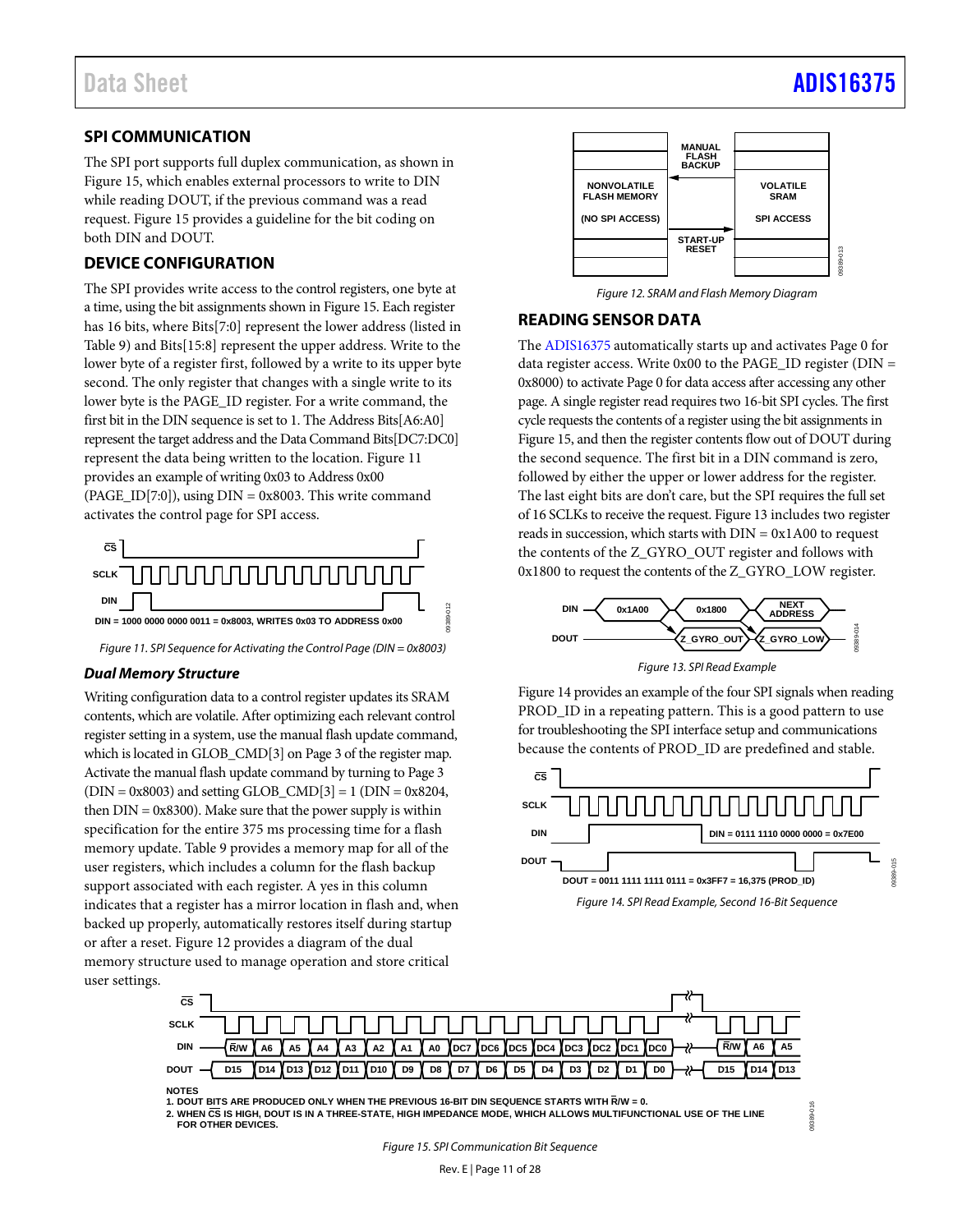## SPI COMMUNICATION

The SPI port supports full duplex communication, as shown in Figure 15, which enables external processors to write to DIN while reading DOUT, if the previous command was a read request. Figure 15 provides a guideline for the bit coding on both DIN and DOUT.

## DEVICE CONFIGURATION

The SPI provides write access to the control registers, one byte at a time, using the bit assignments shown in Figure 15. Each register has 16 bits, where Bits[7:0] represent the lower address (listed in Table 9) and Bits[15:8] represent the upper address. Write to the lower byte of a register first, followed by a write to its upper byte second. The only register that changes with a single write to its lower byte is the PAGE_ID register. For a write command, the first bit in the DIN sequence is set to 1. The Address Bits[A6:A0] represent the target address and the Data Command Bits[DC7:DC0] represent the data being written to the location. Figure 11 provides an example of writing 0x03 to Address 0x00 (PAGE_ID[7:0]), using DIN = 0x8003. This write command activates the control page for SPI access.

DIN = 1000 0000 0000 0011 = 0x8003, WRITES 0x03 TO ADDRESS 0x00

Figure 11. SPI Sequence for Activating the Control Page (DIN = 0x8003)

### Dual Memory Structure

Writing configuration data to a control register updates its SRAM contents, which are volatile. After optimizing each relevant control register setting in a system, use the manual flash update command, which is located in GLOB_CMD[3] on Page 3 of the register map. Activate the manual flash update command by turning to Page 3 (DIN = 0x8003) and setting GLOB_CMD[3] = 1 (DIN = 0x8204, then DIN = 0x8300). Make sure that the power supply is within specification for the entire 375 ms processing time for a flash memory update. Table 9 provides a memory map for all of the user registers, which includes a column for the flash backup support associated with each register. A yes in this column indicates that a register has a mirror location in flash and, when backed up properly, automatically restores itself during startup or after a reset. Figure 12 provides a diagram of the dual memory structure used to manage operation and store critical user settings.

NONVOLATILE FLASH MEMORY (NO SPI ACCESS) — MANUAL FLASH BACKUP — START-UP RESET — VOLATILE SRAM (SPI ACCESS)

Figure 12. SRAM and Flash Memory Diagram

## READING SENSOR DATA

The ADIS16375 automatically starts up and activates Page 0 for data register access. Write 0x00 to the PAGE_ID register (DIN = 0x8000) to activate Page 0 for data access after accessing any other page. A single register read requires two 16-bit SPI cycles. The first cycle requests the contents of a register using the bit assignments in Figure 15, and then the register contents flow out of DOUT during the second sequence. The first bit in a DIN command is zero, followed by either the upper or lower address for the register. The last eight bits are don't care, but the SPI requires the full set of 16 SCLKs to receive the request. Figure 13 includes two register reads in succession, which starts with DIN = 0x1A00 to request the contents of the Z_GYRO_OUT register and follows with 0x1800 to request the contents of the Z_GYRO_LOW register.

| DIN | 0x1A00 | 0x1800 | NEXT ADDRESS |
|---|---|---|---|
| DOUT | | Z_GYRO_OUT | Z_GYRO_LOW |

Figure 13. SPI Read Example

Figure 14 provides an example of the four SPI signals when reading PROD_ID in a repeating pattern. This is a good pattern to use for troubleshooting the SPI interface setup and communications because the contents of PROD_ID are predefined and stable.

DIN = 0111 1110 0000 0000 = 0x7E00

DOUT = 0011 1111 1111 0111 = 0x3FF7 = 16,375 (PROD_ID)

Figure 14. SPI Read Example, Second 16-Bit Sequence

| DIN | R/W | A6 | A5 | A4 | A3 | A2 | A1 | A0 | DC7 | DC6 | DC5 | DC4 | DC3 | DC2 | DC1 | DC0 | R/W | A6 | A5 |
|---|---|---|---|---|---|---|---|---|---|---|---|---|---|---|---|---|---|---|---|
| DOUT | D15 | D14 | D13 | D12 | D11 | D10 | D9 | D8 | D7 | D6 | D5 | D4 | D3 | D2 | D1 | D0 | D15 | D14 | D13 |

NOTES
1. DOUT BITS ARE PRODUCED ONLY WHEN THE PREVIOUS 16-BIT DIN SEQUENCE STARTS WITH R/W = 0.
2. WHEN CS IS HIGH, DOUT IS IN A THREE-STATE, HIGH IMPEDANCE MODE, WHICH ALLOWS MULTIFUNCTIONAL USE OF THE LINE FOR OTHER DEVICES.

Figure 15. SPI Communication Bit Sequence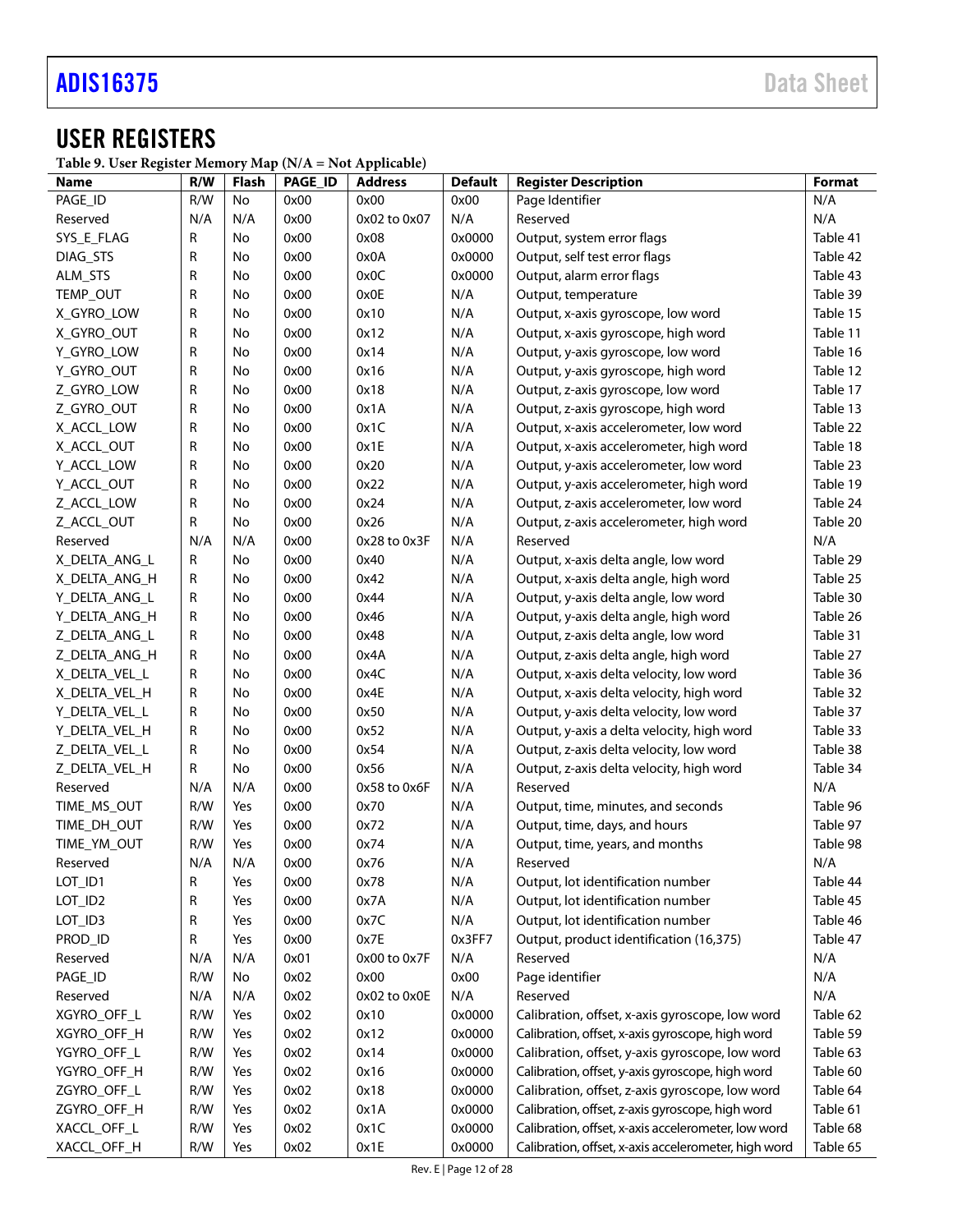## USER REGISTERS

Table 9. User Register Memory Map (N/A = Not Applicable)

| Name | R/W | Flash | PAGE_ID | Address | Default | Register Description | Format |
|---|---|---|---|---|---|---|---|
| PAGE_ID | R/W | No | 0x00 | 0x00 | 0x00 | Page Identifier | N/A |
| Reserved | N/A | N/A | 0x00 | 0x02 to 0x07 | N/A | Reserved | N/A |
| SYS_E_FLAG | R | No | 0x00 | 0x08 | 0x0000 | Output, system error flags | Table 41 |
| DIAG_STS | R | No | 0x00 | 0x0A | 0x0000 | Output, self test error flags | Table 42 |
| ALM_STS | R | No | 0x00 | 0x0C | 0x0000 | Output, alarm error flags | Table 43 |
| TEMP_OUT | R | No | 0x00 | 0x0E | N/A | Output, temperature | Table 39 |
| X_GYRO_LOW | R | No | 0x00 | 0x10 | N/A | Output, x-axis gyroscope, low word | Table 15 |
| X_GYRO_OUT | R | No | 0x00 | 0x12 | N/A | Output, x-axis gyroscope, high word | Table 11 |
| Y_GYRO_LOW | R | No | 0x00 | 0x14 | N/A | Output, y-axis gyroscope, low word | Table 16 |
| Y_GYRO_OUT | R | No | 0x00 | 0x16 | N/A | Output, y-axis gyroscope, high word | Table 12 |
| Z_GYRO_LOW | R | No | 0x00 | 0x18 | N/A | Output, z-axis gyroscope, low word | Table 17 |
| Z_GYRO_OUT | R | No | 0x00 | 0x1A | N/A | Output, z-axis gyroscope, high word | Table 13 |
| X_ACCL_LOW | R | No | 0x00 | 0x1C | N/A | Output, x-axis accelerometer, low word | Table 22 |
| X_ACCL_OUT | R | No | 0x00 | 0x1E | N/A | Output, x-axis accelerometer, high word | Table 18 |
| Y_ACCL_LOW | R | No | 0x00 | 0x20 | N/A | Output, y-axis accelerometer, low word | Table 23 |
| Y_ACCL_OUT | R | No | 0x00 | 0x22 | N/A | Output, y-axis accelerometer, high word | Table 19 |
| Z_ACCL_LOW | R | No | 0x00 | 0x24 | N/A | Output, z-axis accelerometer, low word | Table 24 |
| Z_ACCL_OUT | R | No | 0x00 | 0x26 | N/A | Output, z-axis accelerometer, high word | Table 20 |
| Reserved | N/A | N/A | 0x00 | 0x28 to 0x3F | N/A | Reserved | N/A |
| X_DELTA_ANG_L | R | No | 0x00 | 0x40 | N/A | Output, x-axis delta angle, low word | Table 29 |
| X_DELTA_ANG_H | R | No | 0x00 | 0x42 | N/A | Output, x-axis delta angle, high word | Table 25 |
| Y_DELTA_ANG_L | R | No | 0x00 | 0x44 | N/A | Output, y-axis delta angle, low word | Table 30 |
| Y_DELTA_ANG_H | R | No | 0x00 | 0x46 | N/A | Output, y-axis delta angle, high word | Table 26 |
| Z_DELTA_ANG_L | R | No | 0x00 | 0x48 | N/A | Output, z-axis delta angle, low word | Table 31 |
| Z_DELTA_ANG_H | R | No | 0x00 | 0x4A | N/A | Output, z-axis delta angle, high word | Table 27 |
| X_DELTA_VEL_L | R | No | 0x00 | 0x4C | N/A | Output, x-axis delta velocity, low word | Table 36 |
| X_DELTA_VEL_H | R | No | 0x00 | 0x4E | N/A | Output, x-axis delta velocity, high word | Table 32 |
| Y_DELTA_VEL_L | R | No | 0x00 | 0x50 | N/A | Output, y-axis delta velocity, low word | Table 37 |
| Y_DELTA_VEL_H | R | No | 0x00 | 0x52 | N/A | Output, y-axis a delta velocity, high word | Table 33 |
| Z_DELTA_VEL_L | R | No | 0x00 | 0x54 | N/A | Output, z-axis delta velocity, low word | Table 38 |
| Z_DELTA_VEL_H | R | No | 0x00 | 0x56 | N/A | Output, z-axis delta velocity, high word | Table 34 |
| Reserved | N/A | N/A | 0x00 | 0x58 to 0x6F | N/A | Reserved | N/A |
| TIME_MS_OUT | R/W | Yes | 0x00 | 0x70 | N/A | Output, time, minutes, and seconds | Table 96 |
| TIME_DH_OUT | R/W | Yes | 0x00 | 0x72 | N/A | Output, time, days, and hours | Table 97 |
| TIME_YM_OUT | R/W | Yes | 0x00 | 0x74 | N/A | Output, time, years, and months | Table 98 |
| Reserved | N/A | N/A | 0x00 | 0x76 | N/A | Reserved | N/A |
| LOT_ID1 | R | Yes | 0x00 | 0x78 | N/A | Output, lot identification number | Table 44 |
| LOT_ID2 | R | Yes | 0x00 | 0x7A | N/A | Output, lot identification number | Table 45 |
| LOT_ID3 | R | Yes | 0x00 | 0x7C | N/A | Output, lot identification number | Table 46 |
| PROD_ID | R | Yes | 0x00 | 0x7E | 0x3FF7 | Output, product identification (16,375) | Table 47 |
| Reserved | N/A | N/A | 0x01 | 0x00 to 0x7F | N/A | Reserved | N/A |
| PAGE_ID | R/W | No | 0x02 | 0x00 | 0x00 | Page identifier | N/A |
| Reserved | N/A | N/A | 0x02 | 0x02 to 0x0E | N/A | Reserved | N/A |
| XGYRO_OFF_L | R/W | Yes | 0x02 | 0x10 | 0x0000 | Calibration, offset, x-axis gyroscope, low word | Table 62 |
| XGYRO_OFF_H | R/W | Yes | 0x02 | 0x12 | 0x0000 | Calibration, offset, x-axis gyroscope, high word | Table 59 |
| YGYRO_OFF_L | R/W | Yes | 0x02 | 0x14 | 0x0000 | Calibration, offset, y-axis gyroscope, low word | Table 63 |
| YGYRO_OFF_H | R/W | Yes | 0x02 | 0x16 | 0x0000 | Calibration, offset, y-axis gyroscope, high word | Table 60 |
| ZGYRO_OFF_L | R/W | Yes | 0x02 | 0x18 | 0x0000 | Calibration, offset, z-axis gyroscope, low word | Table 64 |
| ZGYRO_OFF_H | R/W | Yes | 0x02 | 0x1A | 0x0000 | Calibration, offset, z-axis gyroscope, high word | Table 61 |
| XACCL_OFF_L | R/W | Yes | 0x02 | 0x1C | 0x0000 | Calibration, offset, x-axis accelerometer, low word | Table 68 |
| XACCL_OFF_H | R/W | Yes | 0x02 | 0x1E | 0x0000 | Calibration, offset, x-axis accelerometer, high word | Table 65 |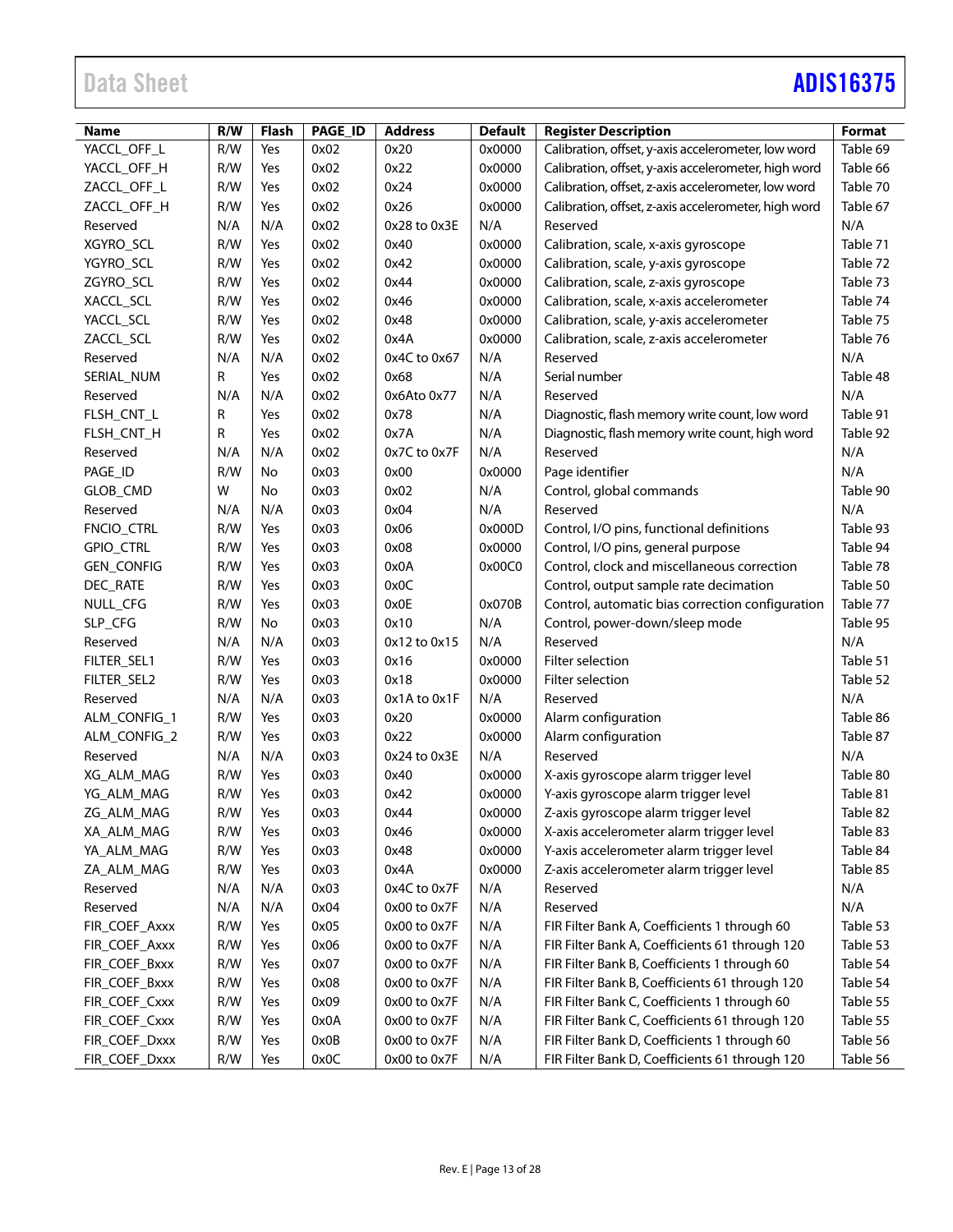| Name | R/W | Flash | PAGE_ID | Address | Default | Register Description | Format |
|---|---|---|---|---|---|---|---|
| YACCL_OFF_L | R/W | Yes | 0x02 | 0x20 | 0x0000 | Calibration, offset, y-axis accelerometer, low word | Table 69 |
| YACCL_OFF_H | R/W | Yes | 0x02 | 0x22 | 0x0000 | Calibration, offset, y-axis accelerometer, high word | Table 66 |
| ZACCL_OFF_L | R/W | Yes | 0x02 | 0x24 | 0x0000 | Calibration, offset, z-axis accelerometer, low word | Table 70 |
| ZACCL_OFF_H | R/W | Yes | 0x02 | 0x26 | 0x0000 | Calibration, offset, z-axis accelerometer, high word | Table 67 |
| Reserved | N/A | N/A | 0x02 | 0x28 to 0x3E | N/A | Reserved | N/A |
| XGYRO_SCL | R/W | Yes | 0x02 | 0x40 | 0x0000 | Calibration, scale, x-axis gyroscope | Table 71 |
| YGYRO_SCL | R/W | Yes | 0x02 | 0x42 | 0x0000 | Calibration, scale, y-axis gyroscope | Table 72 |
| ZGYRO_SCL | R/W | Yes | 0x02 | 0x44 | 0x0000 | Calibration, scale, z-axis gyroscope | Table 73 |
| XACCL_SCL | R/W | Yes | 0x02 | 0x46 | 0x0000 | Calibration, scale, x-axis accelerometer | Table 74 |
| YACCL_SCL | R/W | Yes | 0x02 | 0x48 | 0x0000 | Calibration, scale, y-axis accelerometer | Table 75 |
| ZACCL_SCL | R/W | Yes | 0x02 | 0x4A | 0x0000 | Calibration, scale, z-axis accelerometer | Table 76 |
| Reserved | N/A | N/A | 0x02 | 0x4C to 0x67 | N/A | Reserved | N/A |
| SERIAL_NUM | R | Yes | 0x02 | 0x68 | N/A | Serial number | Table 48 |
| Reserved | N/A | N/A | 0x02 | 0x6Ato 0x77 | N/A | Reserved | N/A |
| FLSH_CNT_L | R | Yes | 0x02 | 0x78 | N/A | Diagnostic, flash memory write count, low word | Table 91 |
| FLSH_CNT_H | R | Yes | 0x02 | 0x7A | N/A | Diagnostic, flash memory write count, high word | Table 92 |
| Reserved | N/A | N/A | 0x02 | 0x7C to 0x7F | N/A | Reserved | N/A |
| PAGE_ID | R/W | No | 0x03 | 0x00 | 0x0000 | Page identifier | N/A |
| GLOB_CMD | W | No | 0x03 | 0x02 | N/A | Control, global commands | Table 90 |
| Reserved | N/A | N/A | 0x03 | 0x04 | N/A | Reserved | N/A |
| FNCIO_CTRL | R/W | Yes | 0x03 | 0x06 | 0x000D | Control, I/O pins, functional definitions | Table 93 |
| GPIO_CTRL | R/W | Yes | 0x03 | 0x08 | 0x0000 | Control, I/O pins, general purpose | Table 94 |
| GEN_CONFIG | R/W | Yes | 0x03 | 0x0A | 0x00C0 | Control, clock and miscellaneous correction | Table 78 |
| DEC_RATE | R/W | Yes | 0x03 | 0x0C | | Control, output sample rate decimation | Table 50 |
| NULL_CFG | R/W | Yes | 0x03 | 0x0E | 0x070B | Control, automatic bias correction configuration | Table 77 |
| SLP_CFG | R/W | No | 0x03 | 0x10 | N/A | Control, power-down/sleep mode | Table 95 |
| Reserved | N/A | N/A | 0x03 | 0x12 to 0x15 | N/A | Reserved | N/A |
| FILTER_SEL1 | R/W | Yes | 0x03 | 0x16 | 0x0000 | Filter selection | Table 51 |
| FILTER_SEL2 | R/W | Yes | 0x03 | 0x18 | 0x0000 | Filter selection | Table 52 |
| Reserved | N/A | N/A | 0x03 | 0x1A to 0x1F | N/A | Reserved | N/A |
| ALM_CONFIG_1 | R/W | Yes | 0x03 | 0x20 | 0x0000 | Alarm configuration | Table 86 |
| ALM_CONFIG_2 | R/W | Yes | 0x03 | 0x22 | 0x0000 | Alarm configuration | Table 87 |
| Reserved | N/A | N/A | 0x03 | 0x24 to 0x3E | N/A | Reserved | N/A |
| XG_ALM_MAG | R/W | Yes | 0x03 | 0x40 | 0x0000 | X-axis gyroscope alarm trigger level | Table 80 |
| YG_ALM_MAG | R/W | Yes | 0x03 | 0x42 | 0x0000 | Y-axis gyroscope alarm trigger level | Table 81 |
| ZG_ALM_MAG | R/W | Yes | 0x03 | 0x44 | 0x0000 | Z-axis gyroscope alarm trigger level | Table 82 |
| XA_ALM_MAG | R/W | Yes | 0x03 | 0x46 | 0x0000 | X-axis accelerometer alarm trigger level | Table 83 |
| YA_ALM_MAG | R/W | Yes | 0x03 | 0x48 | 0x0000 | Y-axis accelerometer alarm trigger level | Table 84 |
| ZA_ALM_MAG | R/W | Yes | 0x03 | 0x4A | 0x0000 | Z-axis accelerometer alarm trigger level | Table 85 |
| Reserved | N/A | N/A | 0x03 | 0x4C to 0x7F | N/A | Reserved | N/A |
| Reserved | N/A | N/A | 0x04 | 0x00 to 0x7F | N/A | Reserved | N/A |
| FIR_COEF_Axxx | R/W | Yes | 0x05 | 0x00 to 0x7F | N/A | FIR Filter Bank A, Coefficients 1 through 60 | Table 53 |
| FIR_COEF_Axxx | R/W | Yes | 0x06 | 0x00 to 0x7F | N/A | FIR Filter Bank A, Coefficients 61 through 120 | Table 53 |
| FIR_COEF_Bxxx | R/W | Yes | 0x07 | 0x00 to 0x7F | N/A | FIR Filter Bank B, Coefficients 1 through 60 | Table 54 |
| FIR_COEF_Bxxx | R/W | Yes | 0x08 | 0x00 to 0x7F | N/A | FIR Filter Bank B, Coefficients 61 through 120 | Table 54 |
| FIR_COEF_Cxxx | R/W | Yes | 0x09 | 0x00 to 0x7F | N/A | FIR Filter Bank C, Coefficients 1 through 60 | Table 55 |
| FIR_COEF_Cxxx | R/W | Yes | 0x0A | 0x00 to 0x7F | N/A | FIR Filter Bank C, Coefficients 61 through 120 | Table 55 |
| FIR_COEF_Dxxx | R/W | Yes | 0x0B | 0x00 to 0x7F | N/A | FIR Filter Bank D, Coefficients 1 through 60 | Table 56 |
| FIR_COEF_Dxxx | R/W | Yes | 0x0C | 0x00 to 0x7F | N/A | FIR Filter Bank D, Coefficients 61 through 120 | Table 56 |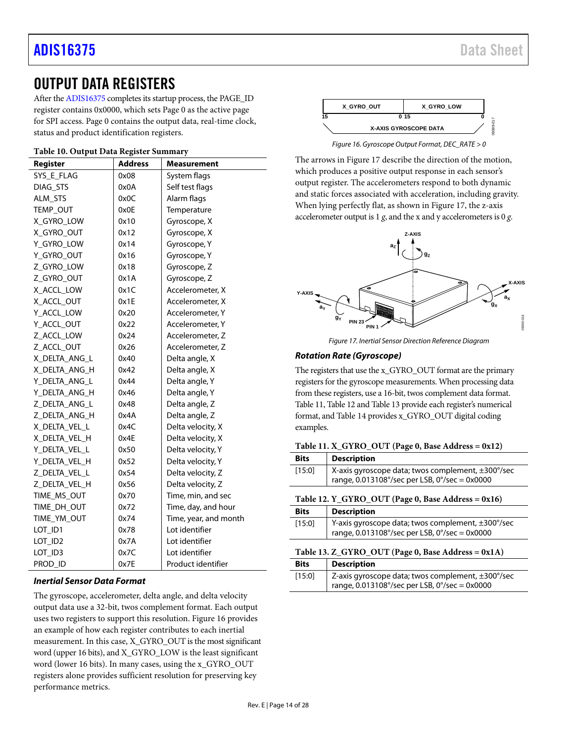# OUTPUT DATA REGISTERS

After the ADIS16375 completes its startup process, the PAGE_ID register contains 0x0000, which sets Page 0 as the active page for SPI access. Page 0 contains the output data, real-time clock, status and product identification registers.

**Table 10. Output Data Register Summary**

| Register | Address | Measurement |
|---|---|---|
| SYS_E_FLAG | 0x08 | System flags |
| DIAG_STS | 0x0A | Self test flags |
| ALM_STS | 0x0C | Alarm flags |
| TEMP_OUT | 0x0E | Temperature |
| X_GYRO_LOW | 0x10 | Gyroscope, X |
| X_GYRO_OUT | 0x12 | Gyroscope, X |
| Y_GYRO_LOW | 0x14 | Gyroscope, Y |
| Y_GYRO_OUT | 0x16 | Gyroscope, Y |
| Z_GYRO_LOW | 0x18 | Gyroscope, Z |
| Z_GYRO_OUT | 0x1A | Gyroscope, Z |
| X_ACCL_LOW | 0x1C | Accelerometer, X |
| X_ACCL_OUT | 0x1E | Accelerometer, X |
| Y_ACCL_LOW | 0x20 | Accelerometer, Y |
| Y_ACCL_OUT | 0x22 | Accelerometer, Y |
| Z_ACCL_LOW | 0x24 | Accelerometer, Z |
| Z_ACCL_OUT | 0x26 | Accelerometer, Z |
| X_DELTA_ANG_L | 0x40 | Delta angle, X |
| X_DELTA_ANG_H | 0x42 | Delta angle, X |
| Y_DELTA_ANG_L | 0x44 | Delta angle, Y |
| Y_DELTA_ANG_H | 0x46 | Delta angle, Y |
| Z_DELTA_ANG_L | 0x48 | Delta angle, Z |
| Z_DELTA_ANG_H | 0x4A | Delta angle, Z |
| X_DELTA_VEL_L | 0x4C | Delta velocity, X |
| X_DELTA_VEL_H | 0x4E | Delta velocity, X |
| Y_DELTA_VEL_L | 0x50 | Delta velocity, Y |
| Y_DELTA_VEL_H | 0x52 | Delta velocity, Y |
| Z_DELTA_VEL_L | 0x54 | Delta velocity, Z |
| Z_DELTA_VEL_H | 0x56 | Delta velocity, Z |
| TIME_MS_OUT | 0x70 | Time, min, and sec |
| TIME_DH_OUT | 0x72 | Time, day, and hour |
| TIME_YM_OUT | 0x74 | Time, year, and month |
| LOT_ID1 | 0x78 | Lot identifier |
| LOT_ID2 | 0x7A | Lot identifier |
| LOT_ID3 | 0x7C | Lot identifier |
| PROD_ID | 0x7E | Product identifier |

### *Inertial Sensor Data Format*

The gyroscope, accelerometer, delta angle, and delta velocity output data use a 32-bit, twos complement format. Each output uses two registers to support this resolution. Figure 16 provides an example of how each register contributes to each inertial measurement. In this case, X_GYRO_OUT is the most significant word (upper 16 bits), and X_GYRO_LOW is the least significant word (lower 16 bits). In many cases, using the x_GYRO_OUT registers alone provides sufficient resolution for preserving key performance metrics.

| X_GYRO_OUT | X_GYRO_LOW |
|---|---|
| 15 … 0 | 15 … 0 |

X-AXIS GYROSCOPE DATA

*Figure 16. Gyroscope Output Format, DEC_RATE > 0*

The arrows in Figure 17 describe the direction of the motion, which produces a positive output response in each sensor's output register. The accelerometers respond to both dynamic and static forces associated with acceleration, including gravity. When lying perfectly flat, as shown in Figure 17, the z-axis accelerometer output is 1 *g*, and the x and y accelerometers is 0 *g*.

*Figure 17. Inertial Sensor Direction Reference Diagram*

### *Rotation Rate (Gyroscope)*

The registers that use the x_GYRO_OUT format are the primary registers for the gyroscope measurements. When processing data from these registers, use a 16-bit, twos complement data format. Table 11, Table 12 and Table 13 provide each register's numerical format, and Table 14 provides x_GYRO_OUT digital coding examples.

**Table 11. X_GYRO_OUT (Page 0, Base Address = 0x12)**

| Bits | Description |
|---|---|
| [15:0] | X-axis gyroscope data; twos complement, ±300°/sec range, 0.013108°/sec per LSB, 0°/sec = 0x0000 |

**Table 12. Y_GYRO_OUT (Page 0, Base Address = 0x16)**

| Bits | Description |
|---|---|
| [15:0] | Y-axis gyroscope data; twos complement, ±300°/sec range, 0.013108°/sec per LSB, 0°/sec = 0x0000 |

**Table 13. Z_GYRO_OUT (Page 0, Base Address = 0x1A)**

| Bits | Description |
|---|---|
| [15:0] | Z-axis gyroscope data; twos complement, ±300°/sec range, 0.013108°/sec per LSB, 0°/sec = 0x0000 |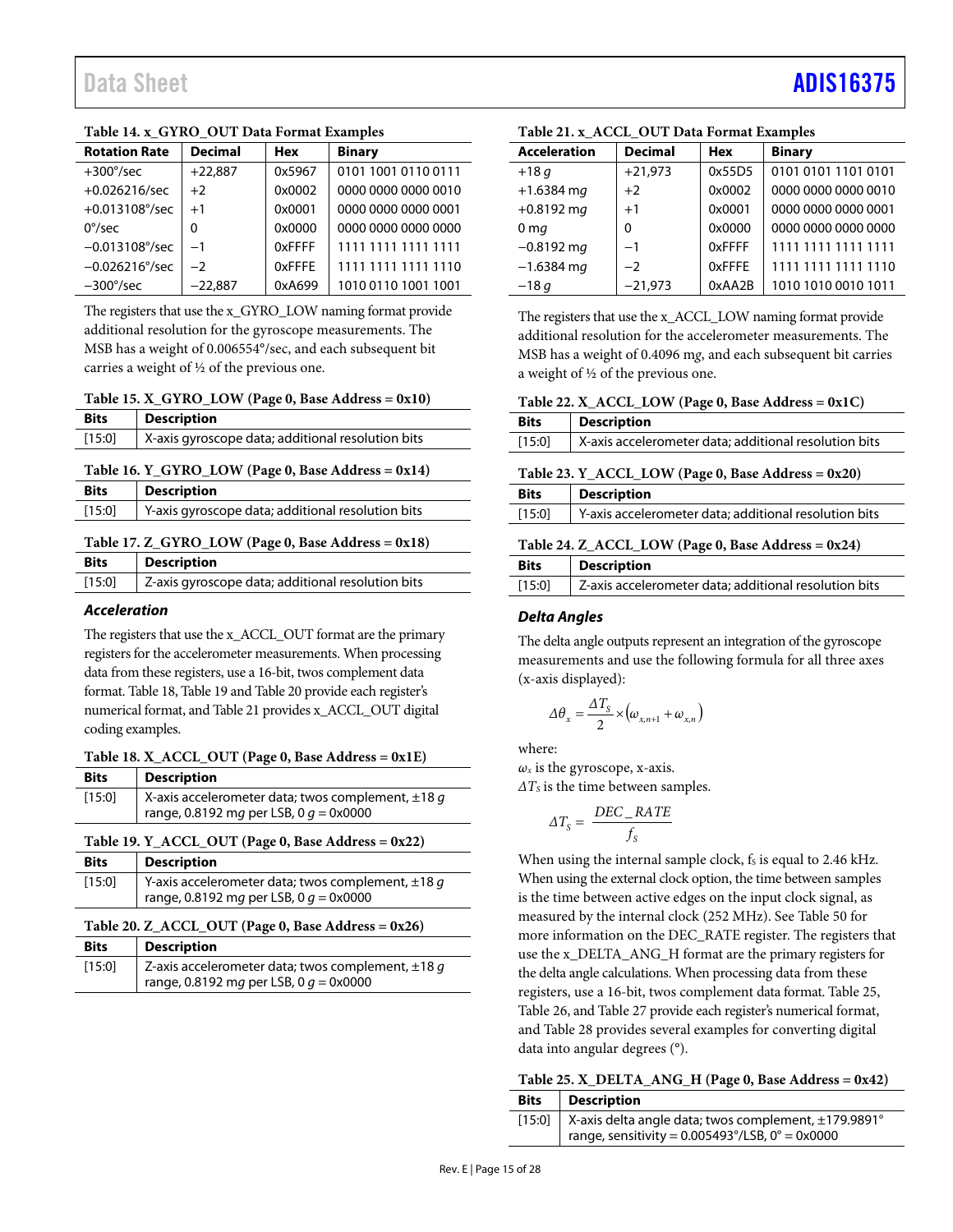**Table 14. x_GYRO_OUT Data Format Examples**

| Rotation Rate | Decimal | Hex | Binary |
|---|---|---|---|
| +300°/sec | +22,887 | 0x5967 | 0101 1001 0110 0111 |
| +0.026216/sec | +2 | 0x0002 | 0000 0000 0000 0010 |
| +0.013108°/sec | +1 | 0x0001 | 0000 0000 0000 0001 |
| 0°/sec | 0 | 0x0000 | 0000 0000 0000 0000 |
| −0.013108°/sec | −1 | 0xFFFF | 1111 1111 1111 1111 |
| −0.026216°/sec | −2 | 0xFFFE | 1111 1111 1111 1110 |
| −300°/sec | −22,887 | 0xA699 | 1010 0110 1001 1001 |

The registers that use the x_GYRO_LOW naming format provide additional resolution for the gyroscope measurements. The MSB has a weight of 0.006554°/sec, and each subsequent bit carries a weight of ½ of the previous one.

**Table 15. X_GYRO_LOW (Page 0, Base Address = 0x10)**

| Bits | Description |
|---|---|
| [15:0] | X-axis gyroscope data; additional resolution bits |

**Table 16. Y_GYRO_LOW (Page 0, Base Address = 0x14)**

| Bits | Description |
|---|---|
| [15:0] | Y-axis gyroscope data; additional resolution bits |

**Table 17. Z_GYRO_LOW (Page 0, Base Address = 0x18)**

| Bits | Description |
|---|---|
| [15:0] | Z-axis gyroscope data; additional resolution bits |

### *Acceleration*

The registers that use the x_ACCL_OUT format are the primary registers for the accelerometer measurements. When processing data from these registers, use a 16-bit, twos complement data format. Table 18, Table 19 and Table 20 provide each register's numerical format, and Table 21 provides x_ACCL_OUT digital coding examples.

**Table 18. X_ACCL_OUT (Page 0, Base Address = 0x1E)**

| Bits | Description |
|---|---|
| [15:0] | X-axis accelerometer data; twos complement, ±18 *g* range, 0.8192 m*g* per LSB, 0 *g* = 0x0000 |

**Table 19. Y_ACCL_OUT (Page 0, Base Address = 0x22)**

| Bits | Description |
|---|---|
| [15:0] | Y-axis accelerometer data; twos complement, ±18 *g* range, 0.8192 m*g* per LSB, 0 *g* = 0x0000 |

**Table 20. Z_ACCL_OUT (Page 0, Base Address = 0x26)**

| Bits | Description |
|---|---|
| [15:0] | Z-axis accelerometer data; twos complement, ±18 *g* range, 0.8192 m*g* per LSB, 0 *g* = 0x0000 |

**Table 21. x_ACCL_OUT Data Format Examples**

| Acceleration | Decimal | Hex | Binary |
|---|---|---|---|
| +18 *g* | +21,973 | 0x55D5 | 0101 0101 1101 0101 |
| +1.6384 m*g* | +2 | 0x0002 | 0000 0000 0000 0010 |
| +0.8192 m*g* | +1 | 0x0001 | 0000 0000 0000 0001 |
| 0 m*g* | 0 | 0x0000 | 0000 0000 0000 0000 |
| −0.8192 m*g* | −1 | 0xFFFF | 1111 1111 1111 1111 |
| −1.6384 m*g* | −2 | 0xFFFE | 1111 1111 1111 1110 |
| −18 *g* | −21,973 | 0xAA2B | 1010 1010 0010 1011 |

The registers that use the x_ACCL_LOW naming format provide additional resolution for the accelerometer measurements. The MSB has a weight of 0.4096 m*g*, and each subsequent bit carries a weight of ½ of the previous one.

**Table 22. X_ACCL_LOW (Page 0, Base Address = 0x1C)**

| Bits | Description |
|---|---|
| [15:0] | X-axis accelerometer data; additional resolution bits |

**Table 23. Y_ACCL_LOW (Page 0, Base Address = 0x20)**

| Bits | Description |
|---|---|
| [15:0] | Y-axis accelerometer data; additional resolution bits |

**Table 24. Z_ACCL_LOW (Page 0, Base Address = 0x24)**

| Bits | Description |
|---|---|
| [15:0] | Z-axis accelerometer data; additional resolution bits |

### *Delta Angles*

The delta angle outputs represent an integration of the gyroscope measurements and use the following formula for all three axes (x-axis displayed):

$$\Delta\theta_x = \frac{\Delta T_S}{2} \times \left(\omega_{x,n+1} + \omega_{x,n}\right)$$

where:
$\omega_x$ is the gyroscope, x-axis.
$\Delta T_S$ is the time between samples.

$$\Delta T_S = \frac{DEC\_RATE}{f_S}$$

When using the internal sample clock, $f_S$ is equal to 2.46 kHz. When using the external clock option, the time between samples is the time between active edges on the input clock signal, as measured by the internal clock (252 MHz). See Table 50 for more information on the DEC_RATE register. The registers that use the x_DELTA_ANG_H format are the primary registers for the delta angle calculations. When processing data from these registers, use a 16-bit, twos complement data format. Table 25, Table 26, and Table 27 provide each register's numerical format, and Table 28 provides several examples for converting digital data into angular degrees (°).

**Table 25. X_DELTA_ANG_H (Page 0, Base Address = 0x42)**

| Bits | Description |
|---|---|
| [15:0] | X-axis delta angle data; twos complement, ±179.9891° range, sensitivity = 0.005493°/LSB, 0° = 0x0000 |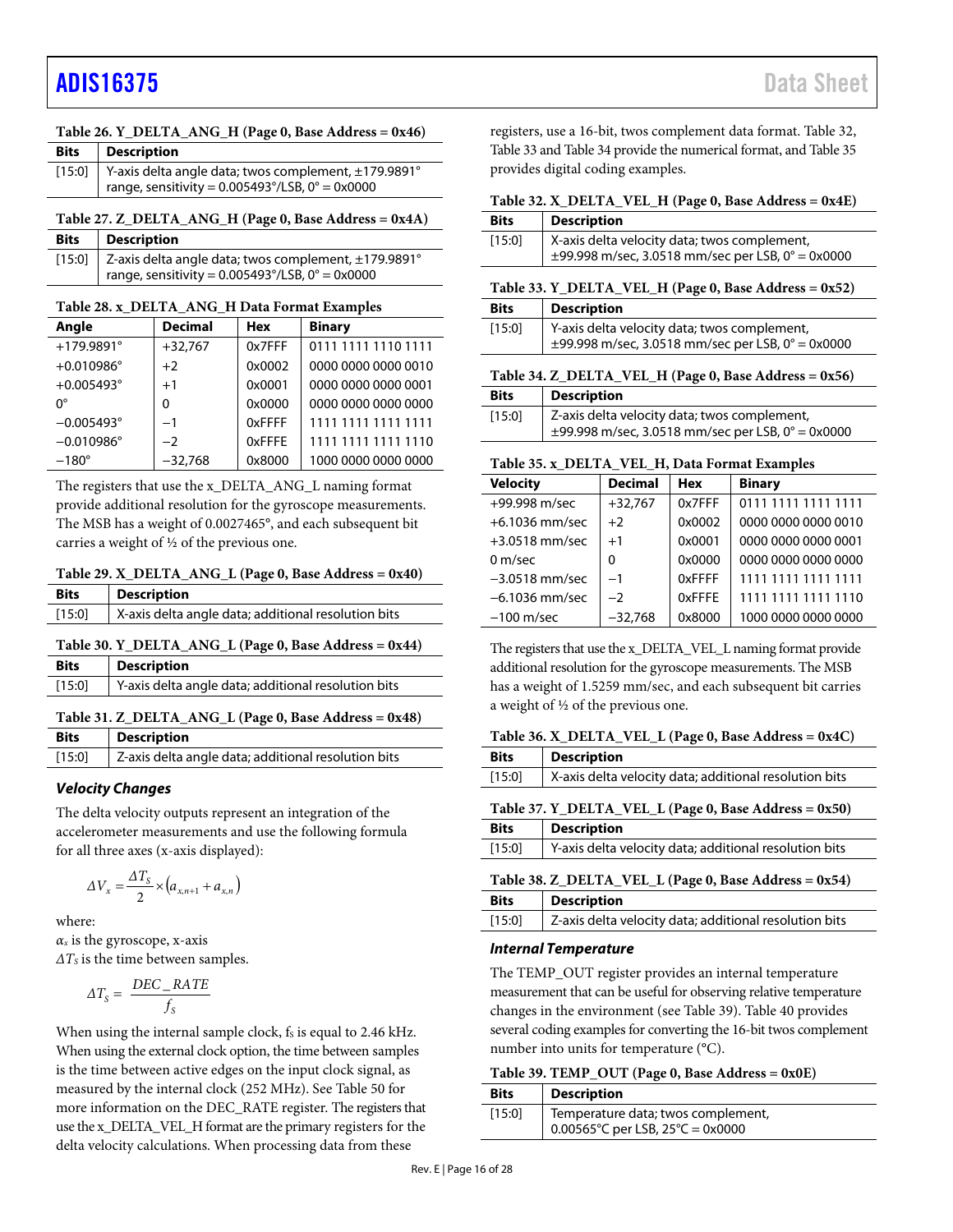**Table 26. Y_DELTA_ANG_H (Page 0, Base Address = 0x46)**

| Bits | Description |
|---|---|
| [15:0] | Y-axis delta angle data; twos complement, ±179.9891° range, sensitivity = 0.005493°/LSB, 0° = 0x0000 |

**Table 27. Z_DELTA_ANG_H (Page 0, Base Address = 0x4A)**

| Bits | Description |
|---|---|
| [15:0] | Z-axis delta angle data; twos complement, ±179.9891° range, sensitivity = 0.005493°/LSB, 0° = 0x0000 |

**Table 28. x_DELTA_ANG_H Data Format Examples**

| Angle | Decimal | Hex | Binary |
|---|---|---|---|
| +179.9891° | +32,767 | 0x7FFF | 0111 1111 1110 1111 |
| +0.010986° | +2 | 0x0002 | 0000 0000 0000 0010 |
| +0.005493° | +1 | 0x0001 | 0000 0000 0000 0001 |
| 0° | 0 | 0x0000 | 0000 0000 0000 0000 |
| −0.005493° | −1 | 0xFFFF | 1111 1111 1111 1111 |
| −0.010986° | −2 | 0xFFFE | 1111 1111 1111 1110 |
| −180° | −32,768 | 0x8000 | 1000 0000 0000 0000 |

The registers that use the x_DELTA_ANG_L naming format provide additional resolution for the gyroscope measurements. The MSB has a weight of 0.0027465°, and each subsequent bit carries a weight of ½ of the previous one.

**Table 29. X_DELTA_ANG_L (Page 0, Base Address = 0x40)**

| Bits | Description |
|---|---|
| [15:0] | X-axis delta angle data; additional resolution bits |

**Table 30. Y_DELTA_ANG_L (Page 0, Base Address = 0x44)**

| Bits | Description |
|---|---|
| [15:0] | Y-axis delta angle data; additional resolution bits |

**Table 31. Z_DELTA_ANG_L (Page 0, Base Address = 0x48)**

| Bits | Description |
|---|---|
| [15:0] | Z-axis delta angle data; additional resolution bits |

### *Velocity Changes*

The delta velocity outputs represent an integration of the accelerometer measurements and use the following formula for all three axes (x-axis displayed):

$$\Delta V_x = \frac{\Delta T_S}{2} \times \left(a_{x,n+1} + a_{x,n}\right)$$

where:
$\alpha_x$ is the gyroscope, x-axis
$\Delta T_S$ is the time between samples.

$$\Delta T_S = \frac{DEC\_RATE}{f_S}$$

When using the internal sample clock, $f_S$ is equal to 2.46 kHz. When using the external clock option, the time between samples is the time between active edges on the input clock signal, as measured by the internal clock (252 MHz). See Table 50 for more information on the DEC_RATE register. The registers that use the x_DELTA_VEL_H format are the primary registers for the delta velocity calculations. When processing data from these registers, use a 16-bit, twos complement data format. Table 32, Table 33 and Table 34 provide the numerical format, and Table 35 provides digital coding examples.

**Table 32. X_DELTA_VEL_H (Page 0, Base Address = 0x4E)**

| Bits | Description |
|---|---|
| [15:0] | X-axis delta velocity data; twos complement, ±99.998 m/sec, 3.0518 mm/sec per LSB, 0° = 0x0000 |

**Table 33. Y_DELTA_VEL_H (Page 0, Base Address = 0x52)**

| Bits | Description |
|---|---|
| [15:0] | Y-axis delta velocity data; twos complement, ±99.998 m/sec, 3.0518 mm/sec per LSB, 0° = 0x0000 |

**Table 34. Z_DELTA_VEL_H (Page 0, Base Address = 0x56)**

| Bits | Description |
|---|---|
| [15:0] | Z-axis delta velocity data; twos complement, ±99.998 m/sec, 3.0518 mm/sec per LSB, 0° = 0x0000 |

**Table 35. x_DELTA_VEL_H, Data Format Examples**

| Velocity | Decimal | Hex | Binary |
|---|---|---|---|
| +99.998 m/sec | +32,767 | 0x7FFF | 0111 1111 1111 1111 |
| +6.1036 mm/sec | +2 | 0x0002 | 0000 0000 0000 0010 |
| +3.0518 mm/sec | +1 | 0x0001 | 0000 0000 0000 0001 |
| 0 m/sec | 0 | 0x0000 | 0000 0000 0000 0000 |
| −3.0518 mm/sec | −1 | 0xFFFF | 1111 1111 1111 1111 |
| −6.1036 mm/sec | −2 | 0xFFFE | 1111 1111 1111 1110 |
| −100 m/sec | −32,768 | 0x8000 | 1000 0000 0000 0000 |

The registers that use the x_DELTA_VEL_L naming format provide additional resolution for the gyroscope measurements. The MSB has a weight of 1.5259 mm/sec, and each subsequent bit carries a weight of ½ of the previous one.

**Table 36. X_DELTA_VEL_L (Page 0, Base Address = 0x4C)**

| Bits | Description |
|---|---|
| [15:0] | X-axis delta velocity data; additional resolution bits |

**Table 37. Y_DELTA_VEL_L (Page 0, Base Address = 0x50)**

| Bits | Description |
|---|---|
| [15:0] | Y-axis delta velocity data; additional resolution bits |

**Table 38. Z_DELTA_VEL_L (Page 0, Base Address = 0x54)**

| Bits | Description |
|---|---|
| [15:0] | Z-axis delta velocity data; additional resolution bits |

### *Internal Temperature*

The TEMP_OUT register provides an internal temperature measurement that can be useful for observing relative temperature changes in the environment (see Table 39). Table 40 provides several coding examples for converting the 16-bit twos complement number into units for temperature (°C).

**Table 39. TEMP_OUT (Page 0, Base Address = 0x0E)**

| Bits | Description |
|---|---|
| [15:0] | Temperature data; twos complement, 0.00565°C per LSB, 25°C = 0x0000 |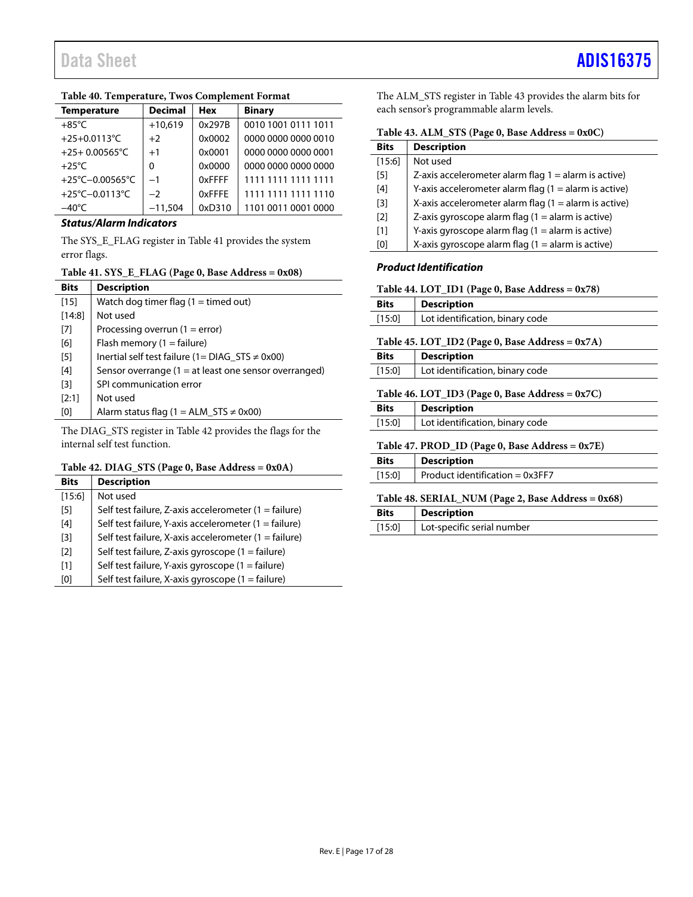**Table 40. Temperature, Twos Complement Format**

| Temperature | Decimal | Hex | Binary |
| --- | --- | --- | --- |
| +85°C | +10,619 | 0x297B | 0010 1001 0111 1011 |
| +25+0.0113°C | +2 | 0x0002 | 0000 0000 0000 0010 |
| +25+ 0.00565°C | +1 | 0x0001 | 0000 0000 0000 0001 |
| +25°C | 0 | 0x0000 | 0000 0000 0000 0000 |
| +25°C−0.00565°C | −1 | 0xFFFF | 1111 1111 1111 1111 |
| +25°C−0.0113°C | −2 | 0xFFFE | 1111 1111 1111 1110 |
| −40°C | −11,504 | 0xD310 | 1101 0011 0001 0000 |

### *Status/Alarm Indicators*

The SYS_E_FLAG register in Table 41 provides the system error flags.

**Table 41. SYS_E_FLAG (Page 0, Base Address = 0x08)**

| Bits | Description |
| --- | --- |
| [15] | Watch dog timer flag (1 = timed out) |
| [14:8] | Not used |
| [7] | Processing overrun (1 = error) |
| [6] | Flash memory (1 = failure) |
| [5] | Inertial self test failure (1= DIAG_STS ≠ 0x00) |
| [4] | Sensor overrange (1 = at least one sensor overranged) |
| [3] | SPI communication error |
| [2:1] | Not used |
| [0] | Alarm status flag (1 = ALM_STS ≠ 0x00) |

The DIAG_STS register in Table 42 provides the flags for the internal self test function.

**Table 42. DIAG_STS (Page 0, Base Address = 0x0A)**

| Bits | Description |
| --- | --- |
| [15:6] | Not used |
| [5] | Self test failure, Z-axis accelerometer (1 = failure) |
| [4] | Self test failure, Y-axis accelerometer (1 = failure) |
| [3] | Self test failure, X-axis accelerometer (1 = failure) |
| [2] | Self test failure, Z-axis gyroscope (1 = failure) |
| [1] | Self test failure, Y-axis gyroscope (1 = failure) |
| [0] | Self test failure, X-axis gyroscope (1 = failure) |

The ALM_STS register in Table 43 provides the alarm bits for each sensor's programmable alarm levels.

**Table 43. ALM_STS (Page 0, Base Address = 0x0C)**

| Bits | Description |
| --- | --- |
| [15:6] | Not used |
| [5] | Z-axis accelerometer alarm flag 1 = alarm is active) |
| [4] | Y-axis accelerometer alarm flag (1 = alarm is active) |
| [3] | X-axis accelerometer alarm flag (1 = alarm is active) |
| [2] | Z-axis gyroscope alarm flag (1 = alarm is active) |
| [1] | Y-axis gyroscope alarm flag (1 = alarm is active) |
| [0] | X-axis gyroscope alarm flag (1 = alarm is active) |

### *Product Identification*

**Table 44. LOT_ID1 (Page 0, Base Address = 0x78)**

| Bits | Description |
| --- | --- |
| [15:0] | Lot identification, binary code |

**Table 45. LOT_ID2 (Page 0, Base Address = 0x7A)**

| Bits | Description |
| --- | --- |
| [15:0] | Lot identification, binary code |

**Table 46. LOT_ID3 (Page 0, Base Address = 0x7C)**

| Bits | Description |
| --- | --- |
| [15:0] | Lot identification, binary code |

**Table 47. PROD_ID (Page 0, Base Address = 0x7E)**

| Bits | Description |
| --- | --- |
| [15:0] | Product identification = 0x3FF7 |

**Table 48. SERIAL_NUM (Page 2, Base Address = 0x68)**

| Bits | Description |
| --- | --- |
| [15:0] | Lot-specific serial number |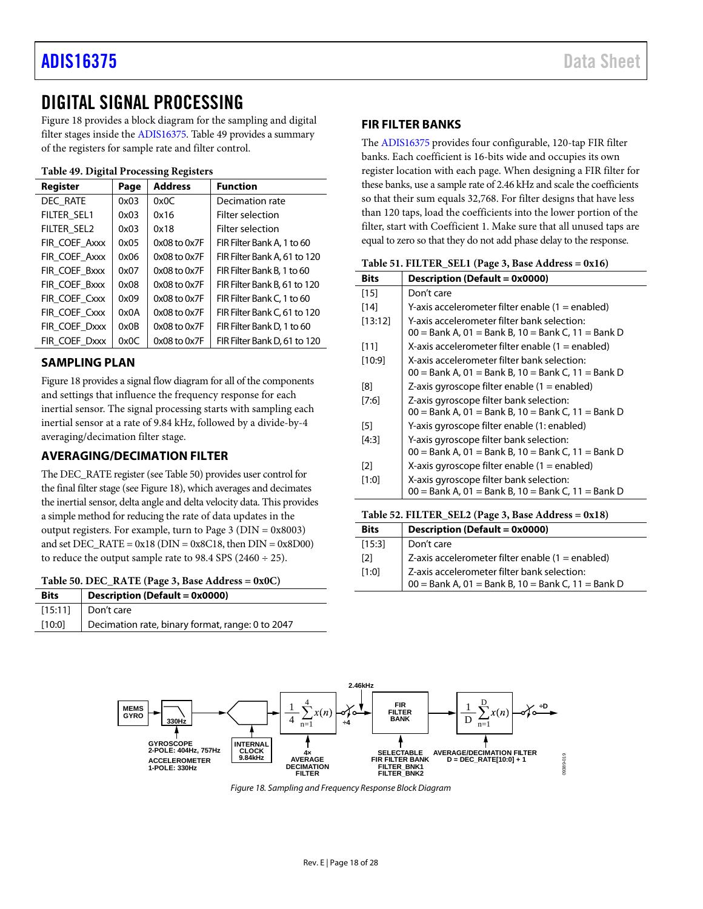# DIGITAL SIGNAL PROCESSING

Figure 18 provides a block diagram for the sampling and digital filter stages inside the ADIS16375. Table 49 provides a summary of the registers for sample rate and filter control.

**Table 49. Digital Processing Registers**

| Register | Page | Address | Function |
|---|---|---|---|
| DEC_RATE | 0x03 | 0x0C | Decimation rate |
| FILTER_SEL1 | 0x03 | 0x16 | Filter selection |
| FILTER_SEL2 | 0x03 | 0x18 | Filter selection |
| FIR_COEF_Axxx | 0x05 | 0x08 to 0x7F | FIR Filter Bank A, 1 to 60 |
| FIR_COEF_Axxx | 0x06 | 0x08 to 0x7F | FIR Filter Bank A, 61 to 120 |
| FIR_COEF_Bxxx | 0x07 | 0x08 to 0x7F | FIR Filter Bank B, 1 to 60 |
| FIR_COEF_Bxxx | 0x08 | 0x08 to 0x7F | FIR Filter Bank B, 61 to 120 |
| FIR_COEF_Cxxx | 0x09 | 0x08 to 0x7F | FIR Filter Bank C, 1 to 60 |
| FIR_COEF_Cxxx | 0x0A | 0x08 to 0x7F | FIR Filter Bank C, 61 to 120 |
| FIR_COEF_Dxxx | 0x0B | 0x08 to 0x7F | FIR Filter Bank D, 1 to 60 |
| FIR_COEF_Dxxx | 0x0C | 0x08 to 0x7F | FIR Filter Bank D, 61 to 120 |

## SAMPLING PLAN

Figure 18 provides a signal flow diagram for all of the components and settings that influence the frequency response for each inertial sensor. The signal processing starts with sampling each inertial sensor at a rate of 9.84 kHz, followed by a divide-by-4 averaging/decimation filter stage.

## AVERAGING/DECIMATION FILTER

The DEC_RATE register (see Table 50) provides user control for the final filter stage (see Figure 18), which averages and decimates the inertial sensor, delta angle and delta velocity data. This provides a simple method for reducing the rate of data updates in the output registers. For example, turn to Page 3 (DIN = 0x8003) and set DEC_RATE = 0x18 (DIN = 0x8C18, then DIN = 0x8D00) to reduce the output sample rate to 98.4 SPS (2460 ÷ 25).

**Table 50. DEC_RATE (Page 3, Base Address = 0x0C)**

| Bits | Description (Default = 0x0000) |
|---|---|
| [15:11] | Don't care |
| [10:0] | Decimation rate, binary format, range: 0 to 2047 |

## FIR FILTER BANKS

The ADIS16375 provides four configurable, 120-tap FIR filter banks. Each coefficient is 16-bits wide and occupies its own register location with each page. When designing a FIR filter for these banks, use a sample rate of 2.46 kHz and scale the coefficients so that their sum equals 32,768. For filter designs that have less than 120 taps, load the coefficients into the lower portion of the filter, start with Coefficient 1. Make sure that all unused taps are equal to zero so that they do not add phase delay to the response.

**Table 51. FILTER_SEL1 (Page 3, Base Address = 0x16)**

| Bits | Description (Default = 0x0000) |
|---|---|
| [15] | Don't care |
| [14] | Y-axis accelerometer filter enable (1 = enabled) |
| [13:12] | Y-axis accelerometer filter bank selection: 00 = Bank A, 01 = Bank B, 10 = Bank C, 11 = Bank D |
| [11] | X-axis accelerometer filter enable (1 = enabled) |
| [10:9] | X-axis accelerometer filter bank selection: 00 = Bank A, 01 = Bank B, 10 = Bank C, 11 = Bank D |
| [8] | Z-axis gyroscope filter enable (1 = enabled) |
| [7:6] | Z-axis gyroscope filter bank selection: 00 = Bank A, 01 = Bank B, 10 = Bank C, 11 = Bank D |
| [5] | Y-axis gyroscope filter enable (1: enabled) |
| [4:3] | Y-axis gyroscope filter bank selection: 00 = Bank A, 01 = Bank B, 10 = Bank C, 11 = Bank D |
| [2] | X-axis gyroscope filter enable (1 = enabled) |
| [1:0] | X-axis gyroscope filter bank selection: 00 = Bank A, 01 = Bank B, 10 = Bank C, 11 = Bank D |

**Table 52. FILTER_SEL2 (Page 3, Base Address = 0x18)**

| Bits | Description (Default = 0x0000) |
|---|---|
| [15:3] | Don't care |
| [2] | Z-axis accelerometer filter enable (1 = enabled) |
| [1:0] | Z-axis accelerometer filter bank selection: 00 = Bank A, 01 = Bank B, 10 = Bank C, 11 = Bank D |

MEMS GYRO → 330Hz → INTERNAL CLOCK 9.84kHz → $\frac{1}{4}\sum_{n=1}^{4} x(n)$ → ÷4 → 2.46kHz → FIR FILTER BANK → $\frac{1}{D}\sum_{n=1}^{D} x(n)$ → ÷D

GYROSCOPE 2-POLE: 404Hz, 757Hz
ACCELEROMETER 1-POLE: 330Hz
4× AVERAGE DECIMATION FILTER
SELECTABLE FIR FILTER BANK FILTER_BNK1 FILTER_BNK2
AVERAGE/DECIMATION FILTER D = DEC_RATE[10:0] + 1

*Figure 18. Sampling and Frequency Response Block Diagram*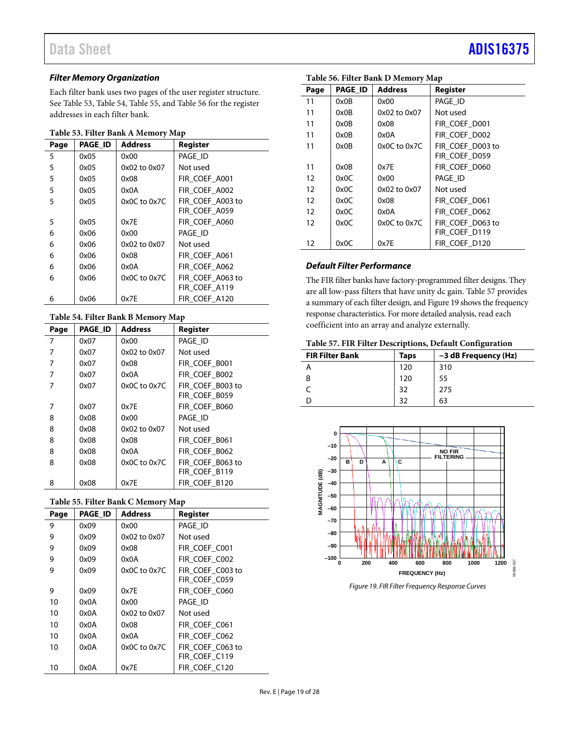### Filter Memory Organization

Each filter bank uses two pages of the user register structure. See Table 53, Table 54, Table 55, and Table 56 for the register addresses in each filter bank.

**Table 53. Filter Bank A Memory Map**

| Page | PAGE_ID | Address | Register |
|---|---|---|---|
| 5 | 0x05 | 0x00 | PAGE_ID |
| 5 | 0x05 | 0x02 to 0x07 | Not used |
| 5 | 0x05 | 0x08 | FIR_COEF_A001 |
| 5 | 0x05 | 0x0A | FIR_COEF_A002 |
| 5 | 0x05 | 0x0C to 0x7C | FIR_COEF_A003 to FIR_COEF_A059 |
| 5 | 0x05 | 0x7E | FIR_COEF_A060 |
| 6 | 0x06 | 0x00 | PAGE_ID |
| 6 | 0x06 | 0x02 to 0x07 | Not used |
| 6 | 0x06 | 0x08 | FIR_COEF_A061 |
| 6 | 0x06 | 0x0A | FIR_COEF_A062 |
| 6 | 0x06 | 0x0C to 0x7C | FIR_COEF_A063 to FIR_COEF_A119 |
| 6 | 0x06 | 0x7E | FIR_COEF_A120 |

**Table 54. Filter Bank B Memory Map**

| Page | PAGE_ID | Address | Register |
|---|---|---|---|
| 7 | 0x07 | 0x00 | PAGE_ID |
| 7 | 0x07 | 0x02 to 0x07 | Not used |
| 7 | 0x07 | 0x08 | FIR_COEF_B001 |
| 7 | 0x07 | 0x0A | FIR_COEF_B002 |
| 7 | 0x07 | 0x0C to 0x7C | FIR_COEF_B003 to FIR_COEF_B059 |
| 7 | 0x07 | 0x7E | FIR_COEF_B060 |
| 8 | 0x08 | 0x00 | PAGE_ID |
| 8 | 0x08 | 0x02 to 0x07 | Not used |
| 8 | 0x08 | 0x08 | FIR_COEF_B061 |
| 8 | 0x08 | 0x0A | FIR_COEF_B062 |
| 8 | 0x08 | 0x0C to 0x7C | FIR_COEF_B063 to FIR_COEF_B119 |
| 8 | 0x08 | 0x7E | FIR_COEF_B120 |

**Table 55. Filter Bank C Memory Map**

| Page | PAGE_ID | Address | Register |
|---|---|---|---|
| 9 | 0x09 | 0x00 | PAGE_ID |
| 9 | 0x09 | 0x02 to 0x07 | Not used |
| 9 | 0x09 | 0x08 | FIR_COEF_C001 |
| 9 | 0x09 | 0x0A | FIR_COEF_C002 |
| 9 | 0x09 | 0x0C to 0x7C | FIR_COEF_C003 to FIR_COEF_C059 |
| 9 | 0x09 | 0x7E | FIR_COEF_C060 |
| 10 | 0x0A | 0x00 | PAGE_ID |
| 10 | 0x0A | 0x02 to 0x07 | Not used |
| 10 | 0x0A | 0x08 | FIR_COEF_C061 |
| 10 | 0x0A | 0x0A | FIR_COEF_C062 |
| 10 | 0x0A | 0x0C to 0x7C | FIR_COEF_C063 to FIR_COEF_C119 |
| 10 | 0x0A | 0x7E | FIR_COEF_C120 |

**Table 56. Filter Bank D Memory Map**

| Page | PAGE_ID | Address | Register |
|---|---|---|---|
| 11 | 0x0B | 0x00 | PAGE_ID |
| 11 | 0x0B | 0x02 to 0x07 | Not used |
| 11 | 0x0B | 0x08 | FIR_COEF_D001 |
| 11 | 0x0B | 0x0A | FIR_COEF_D002 |
| 11 | 0x0B | 0x0C to 0x7C | FIR_COEF_D003 to FIR_COEF_D059 |
| 11 | 0x0B | 0x7E | FIR_COEF_D060 |
| 12 | 0x0C | 0x00 | PAGE_ID |
| 12 | 0x0C | 0x02 to 0x07 | Not used |
| 12 | 0x0C | 0x08 | FIR_COEF_D061 |
| 12 | 0x0C | 0x0A | FIR_COEF_D062 |
| 12 | 0x0C | 0x0C to 0x7C | FIR_COEF_D063 to FIR_COEF_D119 |
| 12 | 0x0C | 0x7E | FIR_COEF_D120 |

### Default Filter Performance

The FIR filter banks have factory-programmed filter designs. They are all low-pass filters that have unity dc gain. Table 57 provides a summary of each filter design, and Figure 19 shows the frequency response characteristics. For more detailed analysis, read each coefficient into an array and analyze externally.

**Table 57. FIR Filter Descriptions, Default Configuration**

| FIR Filter Bank | Taps | −3 dB Frequency (Hz) |
|---|---|---|
| A | 120 | 310 |
| B | 120 | 55 |
| C | 32 | 275 |
| D | 32 | 63 |

*Figure 19. FIR Filter Frequency Response Curves*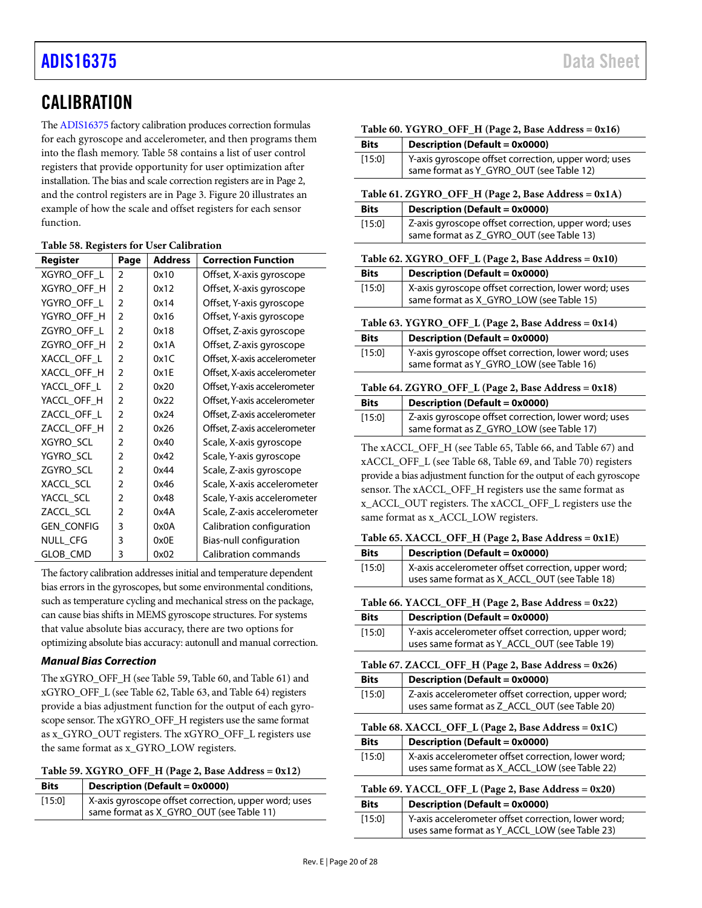## CALIBRATION

The ADIS16375 factory calibration produces correction formulas for each gyroscope and accelerometer, and then programs them into the flash memory. Table 58 contains a list of user control registers that provide opportunity for user optimization after installation. The bias and scale correction registers are in Page 2, and the control registers are in Page 3. Figure 20 illustrates an example of how the scale and offset registers for each sensor function.

**Table 58. Registers for User Calibration**

| Register | Page | Address | Correction Function |
|---|---|---|---|
| XGYRO_OFF_L | 2 | 0x10 | Offset, X-axis gyroscope |
| XGYRO_OFF_H | 2 | 0x12 | Offset, X-axis gyroscope |
| YGYRO_OFF_L | 2 | 0x14 | Offset, Y-axis gyroscope |
| YGYRO_OFF_H | 2 | 0x16 | Offset, Y-axis gyroscope |
| ZGYRO_OFF_L | 2 | 0x18 | Offset, Z-axis gyroscope |
| ZGYRO_OFF_H | 2 | 0x1A | Offset, Z-axis gyroscope |
| XACCL_OFF_L | 2 | 0x1C | Offset, X-axis accelerometer |
| XACCL_OFF_H | 2 | 0x1E | Offset, X-axis accelerometer |
| YACCL_OFF_L | 2 | 0x20 | Offset, Y-axis accelerometer |
| YACCL_OFF_H | 2 | 0x22 | Offset, Y-axis accelerometer |
| ZACCL_OFF_L | 2 | 0x24 | Offset, Z-axis accelerometer |
| ZACCL_OFF_H | 2 | 0x26 | Offset, Z-axis accelerometer |
| XGYRO_SCL | 2 | 0x40 | Scale, X-axis gyroscope |
| YGYRO_SCL | 2 | 0x42 | Scale, Y-axis gyroscope |
| ZGYRO_SCL | 2 | 0x44 | Scale, Z-axis gyroscope |
| XACCL_SCL | 2 | 0x46 | Scale, X-axis accelerometer |
| YACCL_SCL | 2 | 0x48 | Scale, Y-axis accelerometer |
| ZACCL_SCL | 2 | 0x4A | Scale, Z-axis accelerometer |
| GEN_CONFIG | 3 | 0x0A | Calibration configuration |
| NULL_CFG | 3 | 0x0E | Bias-null configuration |
| GLOB_CMD | 3 | 0x02 | Calibration commands |

The factory calibration addresses initial and temperature dependent bias errors in the gyroscopes, but some environmental conditions, such as temperature cycling and mechanical stress on the package, can cause bias shifts in MEMS gyroscope structures. For systems that value absolute bias accuracy, there are two options for optimizing absolute bias accuracy: autonull and manual correction.

### *Manual Bias Correction*

The xGYRO_OFF_H (see Table 59, Table 60, and Table 61) and xGYRO_OFF_L (see Table 62, Table 63, and Table 64) registers provide a bias adjustment function for the output of each gyroscope sensor. The xGYRO_OFF_H registers use the same format as x_GYRO_OUT registers. The xGYRO_OFF_L registers use the same format as x_GYRO_LOW registers.

**Table 59. XGYRO_OFF_H (Page 2, Base Address = 0x12)**

| Bits | Description (Default = 0x0000) |
|---|---|
| [15:0] | X-axis gyroscope offset correction, upper word; uses same format as X_GYRO_OUT (see Table 11) |

**Table 60. YGYRO_OFF_H (Page 2, Base Address = 0x16)**

| Bits | Description (Default = 0x0000) |
|---|---|
| [15:0] | Y-axis gyroscope offset correction, upper word; uses same format as Y_GYRO_OUT (see Table 12) |

**Table 61. ZGYRO_OFF_H (Page 2, Base Address = 0x1A)**

| Bits | Description (Default = 0x0000) |
|---|---|
| [15:0] | Z-axis gyroscope offset correction, upper word; uses same format as Z_GYRO_OUT (see Table 13) |

**Table 62. XGYRO_OFF_L (Page 2, Base Address = 0x10)**

| Bits | Description (Default = 0x0000) |
|---|---|
| [15:0] | X-axis gyroscope offset correction, lower word; uses same format as X_GYRO_LOW (see Table 15) |

**Table 63. YGYRO_OFF_L (Page 2, Base Address = 0x14)**

| Bits | Description (Default = 0x0000) |
|---|---|
| [15:0] | Y-axis gyroscope offset correction, lower word; uses same format as Y_GYRO_LOW (see Table 16) |

**Table 64. ZGYRO_OFF_L (Page 2, Base Address = 0x18)**

| Bits | Description (Default = 0x0000) |
|---|---|
| [15:0] | Z-axis gyroscope offset correction, lower word; uses same format as Z_GYRO_LOW (see Table 17) |

The xACCL_OFF_H (see Table 65, Table 66, and Table 67) and xACCL_OFF_L (see Table 68, Table 69, and Table 70) registers provide a bias adjustment function for the output of each gyroscope sensor. The xACCL_OFF_H registers use the same format as x_ACCL_OUT registers. The xACCL_OFF_L registers use the same format as x_ACCL_LOW registers.

**Table 65. XACCL_OFF_H (Page 2, Base Address = 0x1E)**

| Bits | Description (Default = 0x0000) |
|---|---|
| [15:0] | X-axis accelerometer offset correction, upper word; uses same format as X_ACCL_OUT (see Table 18) |

**Table 66. YACCL_OFF_H (Page 2, Base Address = 0x22)**

| Bits | Description (Default = 0x0000) |
|---|---|
| [15:0] | Y-axis accelerometer offset correction, upper word; uses same format as Y_ACCL_OUT (see Table 19) |

**Table 67. ZACCL_OFF_H (Page 2, Base Address = 0x26)**

| Bits | Description (Default = 0x0000) |
|---|---|
| [15:0] | Z-axis accelerometer offset correction, upper word; uses same format as Z_ACCL_OUT (see Table 20) |

**Table 68. XACCL_OFF_L (Page 2, Base Address = 0x1C)**

| Bits | Description (Default = 0x0000) |
|---|---|
| [15:0] | X-axis accelerometer offset correction, lower word; uses same format as X_ACCL_LOW (see Table 22) |

**Table 69. YACCL_OFF_L (Page 2, Base Address = 0x20)**

| Bits | Description (Default = 0x0000) |
|---|---|
| [15:0] | Y-axis accelerometer offset correction, lower word; uses same format as Y_ACCL_LOW (see Table 23) |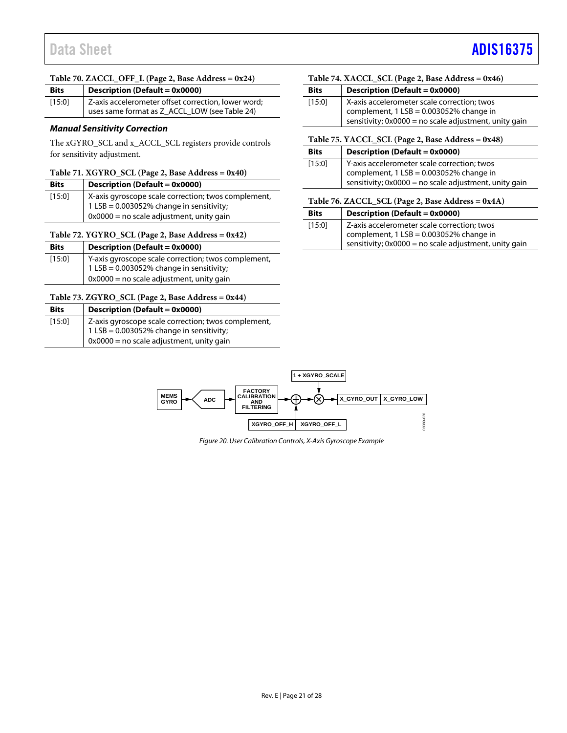**Table 70. ZACCL_OFF_L (Page 2, Base Address = 0x24)**

| Bits | Description (Default = 0x0000) |
|---|---|
| [15:0] | Z-axis accelerometer offset correction, lower word; uses same format as Z_ACCL_LOW (see Table 24) |

### *Manual Sensitivity Correction*

The xGYRO_SCL and x_ACCL_SCL registers provide controls for sensitivity adjustment.

**Table 71. XGYRO_SCL (Page 2, Base Address = 0x40)**

| Bits | Description (Default = 0x0000) |
|---|---|
| [15:0] | X-axis gyroscope scale correction; twos complement, 1 LSB = 0.003052% change in sensitivity; 0x0000 = no scale adjustment, unity gain |

**Table 72. YGYRO_SCL (Page 2, Base Address = 0x42)**

| Bits | Description (Default = 0x0000) |
|---|---|
| [15:0] | Y-axis gyroscope scale correction; twos complement, 1 LSB = 0.003052% change in sensitivity; 0x0000 = no scale adjustment, unity gain |

**Table 73. ZGYRO_SCL (Page 2, Base Address = 0x44)**

| Bits | Description (Default = 0x0000) |
|---|---|
| [15:0] | Z-axis gyroscope scale correction; twos complement, 1 LSB = 0.003052% change in sensitivity; 0x0000 = no scale adjustment, unity gain |

**Table 74. XACCL_SCL (Page 2, Base Address = 0x46)**

| Bits | Description (Default = 0x0000) |
|---|---|
| [15:0] | X-axis accelerometer scale correction; twos complement, 1 LSB = 0.003052% change in sensitivity; 0x0000 = no scale adjustment, unity gain |

**Table 75. YACCL_SCL (Page 2, Base Address = 0x48)**

| Bits | Description (Default = 0x0000) |
|---|---|
| [15:0] | Y-axis accelerometer scale correction; twos complement, 1 LSB = 0.003052% change in sensitivity; 0x0000 = no scale adjustment, unity gain |

**Table 76. ZACCL_SCL (Page 2, Base Address = 0x4A)**

| Bits | Description (Default = 0x0000) |
|---|---|
| [15:0] | Z-axis accelerometer scale correction; twos complement, 1 LSB = 0.003052% change in sensitivity; 0x0000 = no scale adjustment, unity gain |

*Figure 20. User Calibration Controls, X-Axis Gyroscope Example*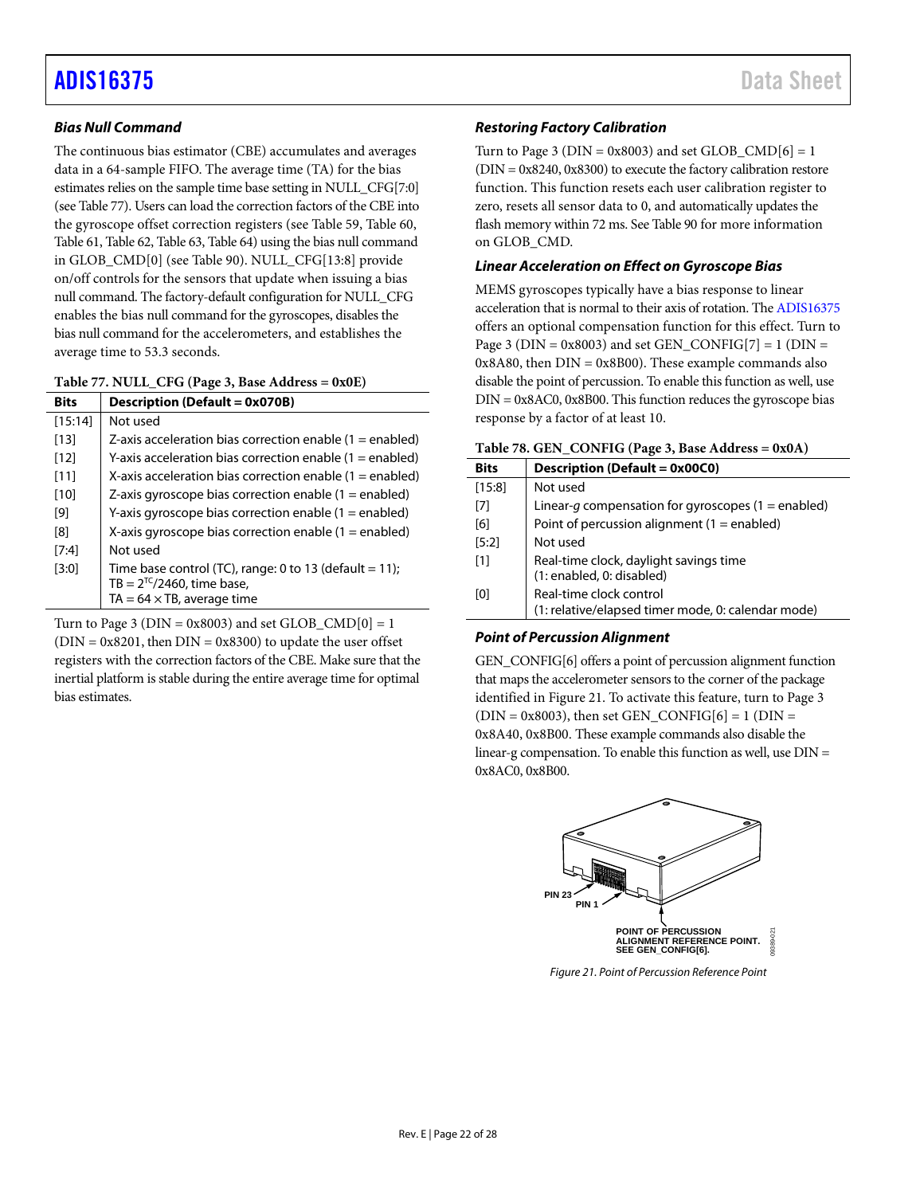### Bias Null Command

The continuous bias estimator (CBE) accumulates and averages data in a 64-sample FIFO. The average time (TA) for the bias estimates relies on the sample time base setting in NULL_CFG[7:0] (see Table 77). Users can load the correction factors of the CBE into the gyroscope offset correction registers (see Table 59, Table 60, Table 61, Table 62, Table 63, Table 64) using the bias null command in GLOB_CMD[0] (see Table 90). NULL_CFG[13:8] provide on/off controls for the sensors that update when issuing a bias null command. The factory-default configuration for NULL_CFG enables the bias null command for the gyroscopes, disables the bias null command for the accelerometers, and establishes the average time to 53.3 seconds.

**Table 77. NULL_CFG (Page 3, Base Address = 0x0E)**

| Bits | Description (Default = 0x070B) |
|---|---|
| [15:14] | Not used |
| [13] | Z-axis acceleration bias correction enable (1 = enabled) |
| [12] | Y-axis acceleration bias correction enable (1 = enabled) |
| [11] | X-axis acceleration bias correction enable (1 = enabled) |
| [10] | Z-axis gyroscope bias correction enable (1 = enabled) |
| [9] | Y-axis gyroscope bias correction enable (1 = enabled) |
| [8] | X-axis gyroscope bias correction enable (1 = enabled) |
| [7:4] | Not used |
| [3:0] | Time base control (TC), range: 0 to 13 (default = 11); TB = $2^{TC}/2460$, time base, TA = 64 × TB, average time |

Turn to Page 3 (DIN = 0x8003) and set GLOB_CMD[0] = 1 (DIN = 0x8201, then DIN = 0x8300) to update the user offset registers with the correction factors of the CBE. Make sure that the inertial platform is stable during the entire average time for optimal bias estimates.

### Restoring Factory Calibration

Turn to Page 3 (DIN = 0x8003) and set GLOB_CMD[6] = 1 (DIN = 0x8240, 0x8300) to execute the factory calibration restore function. This function resets each user calibration register to zero, resets all sensor data to 0, and automatically updates the flash memory within 72 ms. See Table 90 for more information on GLOB_CMD.

### Linear Acceleration on Effect on Gyroscope Bias

MEMS gyroscopes typically have a bias response to linear acceleration that is normal to their axis of rotation. The ADIS16375 offers an optional compensation function for this effect. Turn to Page 3 (DIN = 0x8003) and set GEN_CONFIG[7] = 1 (DIN = 0x8A80, then DIN = 0x8B00). These example commands also disable the point of percussion. To enable this function as well, use DIN = 0x8AC0, 0x8B00. This function reduces the gyroscope bias response by a factor of at least 10.

**Table 78. GEN_CONFIG (Page 3, Base Address = 0x0A)**

| Bits | Description (Default = 0x00C0) |
|---|---|
| [15:8] | Not used |
| [7] | Linear-*g* compensation for gyroscopes (1 = enabled) |
| [6] | Point of percussion alignment (1 = enabled) |
| [5:2] | Not used |
| [1] | Real-time clock, daylight savings time (1: enabled, 0: disabled) |
| [0] | Real-time clock control (1: relative/elapsed timer mode, 0: calendar mode) |

### Point of Percussion Alignment

GEN_CONFIG[6] offers a point of percussion alignment function that maps the accelerometer sensors to the corner of the package identified in Figure 21. To activate this feature, turn to Page 3 (DIN = 0x8003), then set GEN_CONFIG[6] = 1 (DIN = 0x8A40, 0x8B00. These example commands also disable the linear-g compensation. To enable this function as well, use DIN = 0x8AC0, 0x8B00.

PIN 23
PIN 1
POINT OF PERCUSSION ALIGNMENT REFERENCE POINT. SEE GEN_CONFIG[6].

*Figure 21. Point of Percussion Reference Point*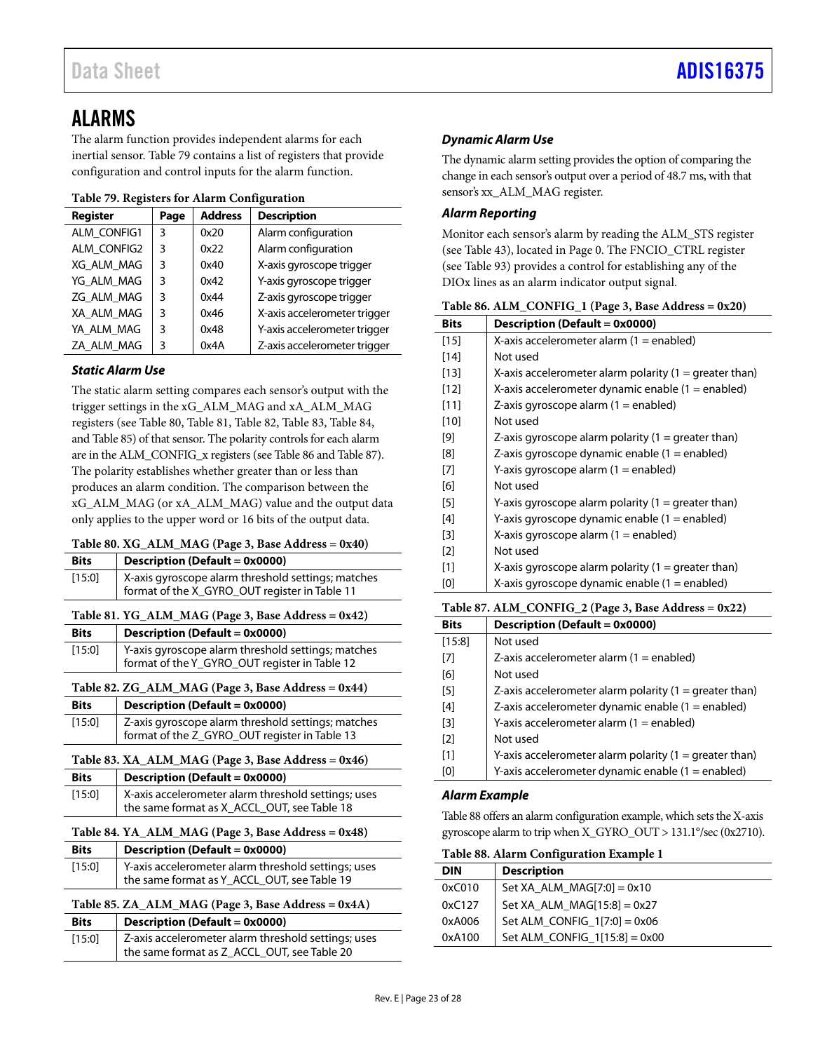## ALARMS

The alarm function provides independent alarms for each inertial sensor. Table 79 contains a list of registers that provide configuration and control inputs for the alarm function.

**Table 79. Registers for Alarm Configuration**

| Register | Page | Address | Description |
|---|---|---|---|
| ALM_CONFIG1 | 3 | 0x20 | Alarm configuration |
| ALM_CONFIG2 | 3 | 0x22 | Alarm configuration |
| XG_ALM_MAG | 3 | 0x40 | X-axis gyroscope trigger |
| YG_ALM_MAG | 3 | 0x42 | Y-axis gyroscope trigger |
| ZG_ALM_MAG | 3 | 0x44 | Z-axis gyroscope trigger |
| XA_ALM_MAG | 3 | 0x46 | X-axis accelerometer trigger |
| YA_ALM_MAG | 3 | 0x48 | Y-axis accelerometer trigger |
| ZA_ALM_MAG | 3 | 0x4A | Z-axis accelerometer trigger |

### *Static Alarm Use*

The static alarm setting compares each sensor's output with the trigger settings in the xG_ALM_MAG and xA_ALM_MAG registers (see Table 80, Table 81, Table 82, Table 83, Table 84, and Table 85) of that sensor. The polarity controls for each alarm are in the ALM_CONFIG_x registers (see Table 86 and Table 87). The polarity establishes whether greater than or less than produces an alarm condition. The comparison between the xG_ALM_MAG (or xA_ALM_MAG) value and the output data only applies to the upper word or 16 bits of the output data.

**Table 80. XG_ALM_MAG (Page 3, Base Address = 0x40)**

| Bits | Description (Default = 0x0000) |
|---|---|
| [15:0] | X-axis gyroscope alarm threshold settings; matches format of the X_GYRO_OUT register in Table 11 |

**Table 81. YG_ALM_MAG (Page 3, Base Address = 0x42)**

| Bits | Description (Default = 0x0000) |
|---|---|
| [15:0] | Y-axis gyroscope alarm threshold settings; matches format of the Y_GYRO_OUT register in Table 12 |

**Table 82. ZG_ALM_MAG (Page 3, Base Address = 0x44)**

| Bits | Description (Default = 0x0000) |
|---|---|
| [15:0] | Z-axis gyroscope alarm threshold settings; matches format of the Z_GYRO_OUT register in Table 13 |

**Table 83. XA_ALM_MAG (Page 3, Base Address = 0x46)**

| Bits | Description (Default = 0x0000) |
|---|---|
| [15:0] | X-axis accelerometer alarm threshold settings; uses the same format as X_ACCL_OUT, see Table 18 |

**Table 84. YA_ALM_MAG (Page 3, Base Address = 0x48)**

| Bits | Description (Default = 0x0000) |
|---|---|
| [15:0] | Y-axis accelerometer alarm threshold settings; uses the same format as Y_ACCL_OUT, see Table 19 |

**Table 85. ZA_ALM_MAG (Page 3, Base Address = 0x4A)**

| Bits | Description (Default = 0x0000) |
|---|---|
| [15:0] | Z-axis accelerometer alarm threshold settings; uses the same format as Z_ACCL_OUT, see Table 20 |

### *Dynamic Alarm Use*

The dynamic alarm setting provides the option of comparing the change in each sensor's output over a period of 48.7 ms, with that sensor's xx_ALM_MAG register.

### *Alarm Reporting*

Monitor each sensor's alarm by reading the ALM_STS register (see Table 43), located in Page 0. The FNCIO_CTRL register (see Table 93) provides a control for establishing any of the DIOx lines as an alarm indicator output signal.

**Table 86. ALM_CONFIG_1 (Page 3, Base Address = 0x20)**

| Bits | Description (Default = 0x0000) |
|---|---|
| [15] | X-axis accelerometer alarm (1 = enabled) |
| [14] | Not used |
| [13] | X-axis accelerometer alarm polarity (1 = greater than) |
| [12] | X-axis accelerometer dynamic enable (1 = enabled) |
| [11] | Z-axis gyroscope alarm (1 = enabled) |
| [10] | Not used |
| [9] | Z-axis gyroscope alarm polarity (1 = greater than) |
| [8] | Z-axis gyroscope dynamic enable (1 = enabled) |
| [7] | Y-axis gyroscope alarm (1 = enabled) |
| [6] | Not used |
| [5] | Y-axis gyroscope alarm polarity (1 = greater than) |
| [4] | Y-axis gyroscope dynamic enable (1 = enabled) |
| [3] | X-axis gyroscope alarm (1 = enabled) |
| [2] | Not used |
| [1] | X-axis gyroscope alarm polarity (1 = greater than) |
| [0] | X-axis gyroscope dynamic enable (1 = enabled) |

**Table 87. ALM_CONFIG_2 (Page 3, Base Address = 0x22)**

| Bits | Description (Default = 0x0000) |
|---|---|
| [15:8] | Not used |
| [7] | Z-axis accelerometer alarm (1 = enabled) |
| [6] | Not used |
| [5] | Z-axis accelerometer alarm polarity (1 = greater than) |
| [4] | Z-axis accelerometer dynamic enable (1 = enabled) |
| [3] | Y-axis accelerometer alarm (1 = enabled) |
| [2] | Not used |
| [1] | Y-axis accelerometer alarm polarity (1 = greater than) |
| [0] | Y-axis accelerometer dynamic enable (1 = enabled) |

### *Alarm Example*

Table 88 offers an alarm configuration example, which sets the X-axis gyroscope alarm to trip when X_GYRO_OUT > 131.1°/sec (0x2710).

**Table 88. Alarm Configuration Example 1**

| DIN | Description |
|---|---|
| 0xC010 | Set XA_ALM_MAG[7:0] = 0x10 |
| 0xC127 | Set XA_ALM_MAG[15:8] = 0x27 |
| 0xA006 | Set ALM_CONFIG_1[7:0] = 0x06 |
| 0xA100 | Set ALM_CONFIG_1[15:8] = 0x00 |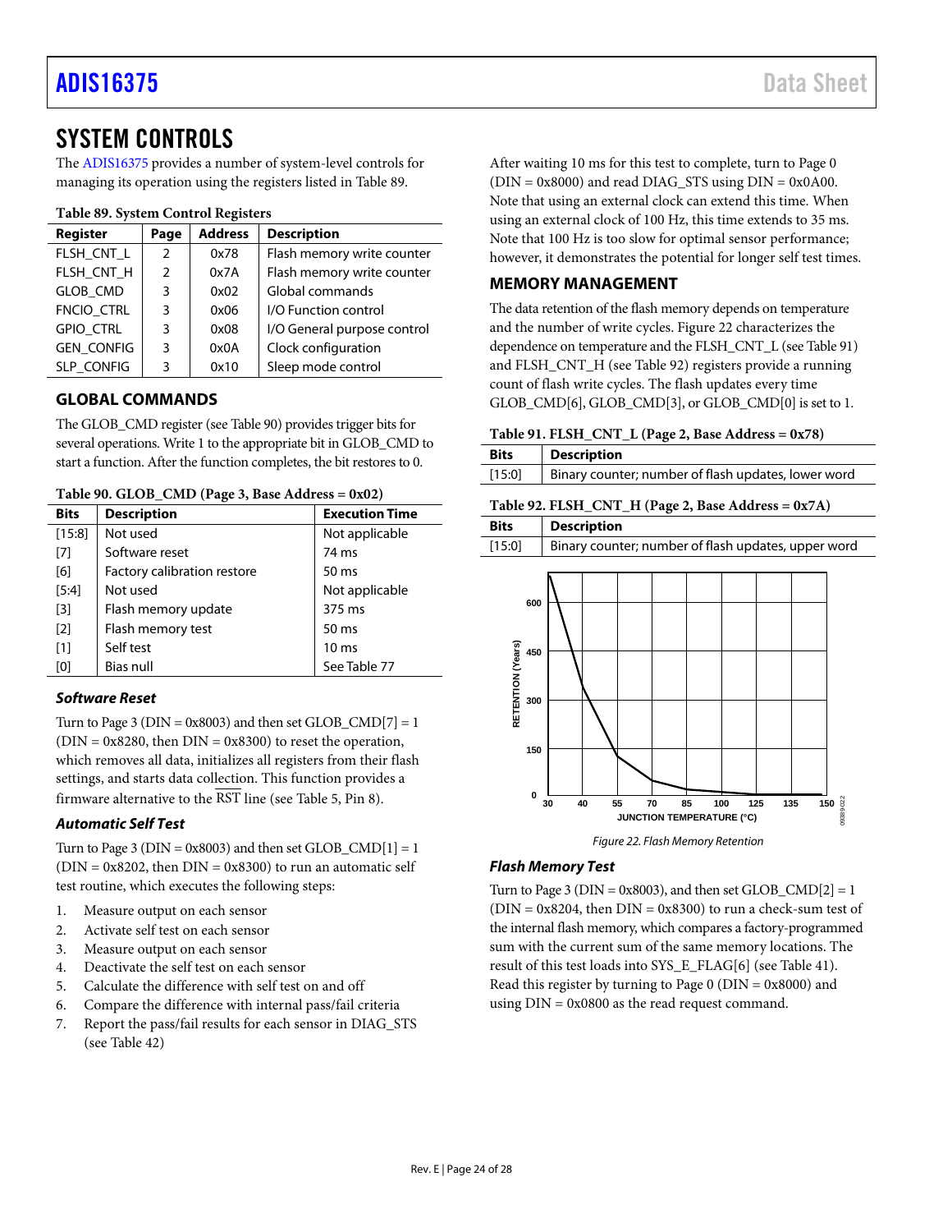# SYSTEM CONTROLS

The ADIS16375 provides a number of system-level controls for managing its operation using the registers listed in Table 89.

**Table 89. System Control Registers**

| Register | Page | Address | Description |
|---|---|---|---|
| FLSH_CNT_L | 2 | 0x78 | Flash memory write counter |
| FLSH_CNT_H | 2 | 0x7A | Flash memory write counter |
| GLOB_CMD | 3 | 0x02 | Global commands |
| FNCIO_CTRL | 3 | 0x06 | I/O Function control |
| GPIO_CTRL | 3 | 0x08 | I/O General purpose control |
| GEN_CONFIG | 3 | 0x0A | Clock configuration |
| SLP_CONFIG | 3 | 0x10 | Sleep mode control |

## GLOBAL COMMANDS

The GLOB_CMD register (see Table 90) provides trigger bits for several operations. Write 1 to the appropriate bit in GLOB_CMD to start a function. After the function completes, the bit restores to 0.

**Table 90. GLOB_CMD (Page 3, Base Address = 0x02)**

| Bits | Description | Execution Time |
|---|---|---|
| [15:8] | Not used | Not applicable |
| [7] | Software reset | 74 ms |
| [6] | Factory calibration restore | 50 ms |
| [5:4] | Not used | Not applicable |
| [3] | Flash memory update | 375 ms |
| [2] | Flash memory test | 50 ms |
| [1] | Self test | 10 ms |
| [0] | Bias null | See Table 77 |

### *Software Reset*

Turn to Page 3 (DIN = 0x8003) and then set GLOB_CMD[7] = 1 (DIN = 0x8280, then DIN = 0x8300) to reset the operation, which removes all data, initializes all registers from their flash settings, and starts data collection. This function provides a firmware alternative to the RST line (see Table 5, Pin 8).

### *Automatic Self Test*

Turn to Page 3 (DIN = 0x8003) and then set GLOB_CMD[1] = 1 (DIN = 0x8202, then DIN = 0x8300) to run an automatic self test routine, which executes the following steps:

1. Measure output on each sensor
2. Activate self test on each sensor
3. Measure output on each sensor
4. Deactivate the self test on each sensor
5. Calculate the difference with self test on and off
6. Compare the difference with internal pass/fail criteria
7. Report the pass/fail results for each sensor in DIAG_STS (see Table 42)

After waiting 10 ms for this test to complete, turn to Page 0 (DIN = 0x8000) and read DIAG_STS using DIN = 0x0A00. Note that using an external clock can extend this time. When using an external clock of 100 Hz, this time extends to 35 ms. Note that 100 Hz is too slow for optimal sensor performance; however, it demonstrates the potential for longer self test times.

## MEMORY MANAGEMENT

The data retention of the flash memory depends on temperature and the number of write cycles. Figure 22 characterizes the dependence on temperature and the FLSH_CNT_L (see Table 91) and FLSH_CNT_H (see Table 92) registers provide a running count of flash write cycles. The flash updates every time GLOB_CMD[6], GLOB_CMD[3], or GLOB_CMD[0] is set to 1.

**Table 91. FLSH_CNT_L (Page 2, Base Address = 0x78)**

| Bits | Description |
|---|---|
| [15:0] | Binary counter; number of flash updates, lower word |

**Table 92. FLSH_CNT_H (Page 2, Base Address = 0x7A)**

| Bits | Description |
|---|---|
| [15:0] | Binary counter; number of flash updates, upper word |

*Figure 22. Flash Memory Retention*

### *Flash Memory Test*

Turn to Page 3 (DIN = 0x8003), and then set GLOB_CMD[2] = 1 (DIN = 0x8204, then DIN = 0x8300) to run a check-sum test of the internal flash memory, which compares a factory-programmed sum with the current sum of the same memory locations. The result of this test loads into SYS_E_FLAG[6] (see Table 41). Read this register by turning to Page 0 (DIN = 0x8000) and using DIN = 0x0800 as the read request command.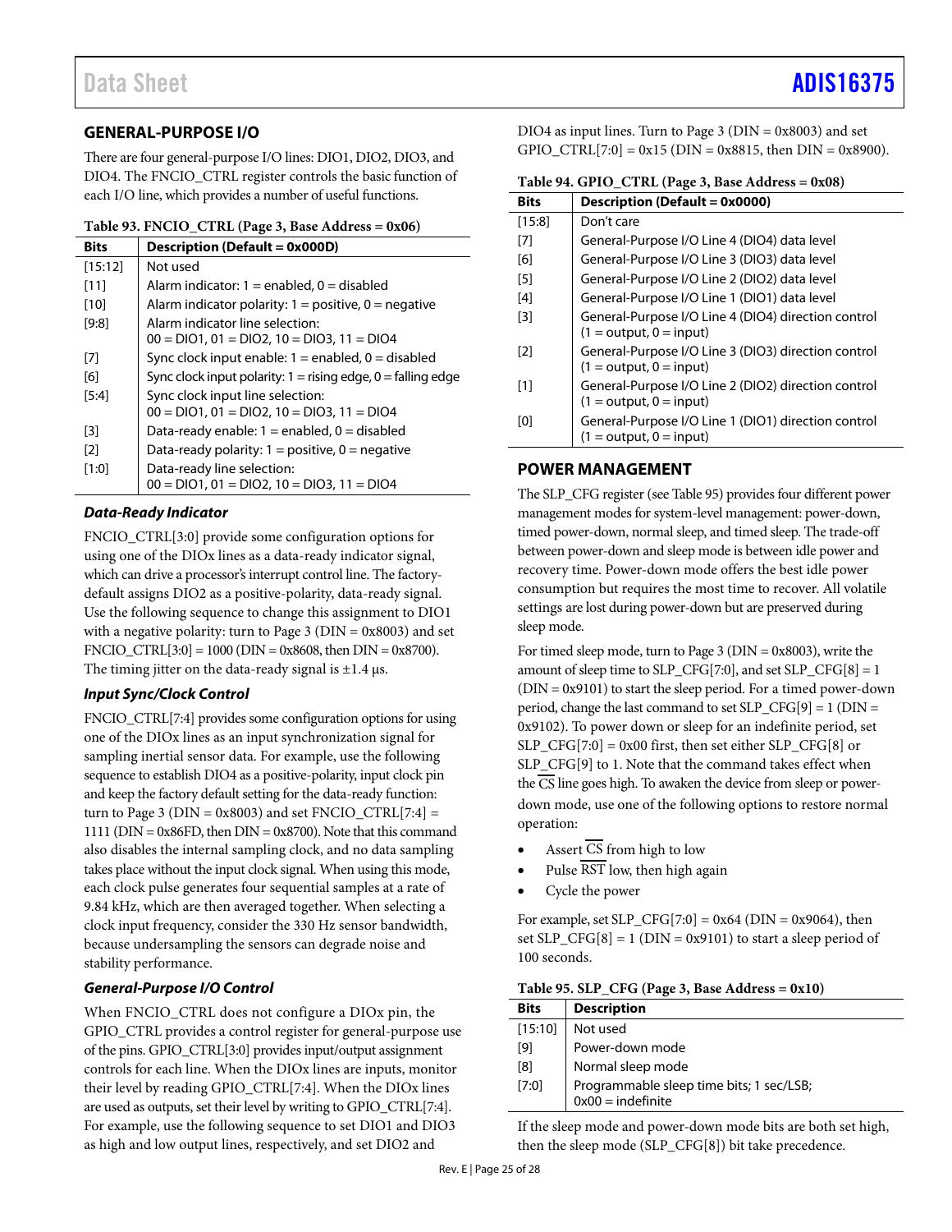## GENERAL-PURPOSE I/O

There are four general-purpose I/O lines: DIO1, DIO2, DIO3, and DIO4. The FNCIO_CTRL register controls the basic function of each I/O line, which provides a number of useful functions.

**Table 93. FNCIO_CTRL (Page 3, Base Address = 0x06)**

| Bits | Description (Default = 0x000D) |
|---|---|
| [15:12] | Not used |
| [11] | Alarm indicator: 1 = enabled, 0 = disabled |
| [10] | Alarm indicator polarity: 1 = positive, 0 = negative |
| [9:8] | Alarm indicator line selection: 00 = DIO1, 01 = DIO2, 10 = DIO3, 11 = DIO4 |
| [7] | Sync clock input enable: 1 = enabled, 0 = disabled |
| [6] | Sync clock input polarity: 1 = rising edge, 0 = falling edge |
| [5:4] | Sync clock input line selection: 00 = DIO1, 01 = DIO2, 10 = DIO3, 11 = DIO4 |
| [3] | Data-ready enable: 1 = enabled, 0 = disabled |
| [2] | Data-ready polarity: 1 = positive, 0 = negative |
| [1:0] | Data-ready line selection: 00 = DIO1, 01 = DIO2, 10 = DIO3, 11 = DIO4 |

### *Data-Ready Indicator*

FNCIO_CTRL[3:0] provide some configuration options for using one of the DIOx lines as a data-ready indicator signal, which can drive a processor's interrupt control line. The factory-default assigns DIO2 as a positive-polarity, data-ready signal. Use the following sequence to change this assignment to DIO1 with a negative polarity: turn to Page 3 (DIN = 0x8003) and set FNCIO_CTRL[3:0] = 1000 (DIN = 0x8608, then DIN = 0x8700). The timing jitter on the data-ready signal is ±1.4 µs.

### *Input Sync/Clock Control*

FNCIO_CTRL[7:4] provides some configuration options for using one of the DIOx lines as an input synchronization signal for sampling inertial sensor data. For example, use the following sequence to establish DIO4 as a positive-polarity, input clock pin and keep the factory default setting for the data-ready function: turn to Page 3 (DIN = 0x8003) and set FNCIO_CTRL[7:4] = 1111 (DIN = 0x86FD, then DIN = 0x8700). Note that this command also disables the internal sampling clock, and no data sampling takes place without the input clock signal. When using this mode, each clock pulse generates four sequential samples at a rate of 9.84 kHz, which are then averaged together. When selecting a clock input frequency, consider the 330 Hz sensor bandwidth, because undersampling the sensors can degrade noise and stability performance.

### *General-Purpose I/O Control*

When FNCIO_CTRL does not configure a DIOx pin, the GPIO_CTRL provides a control register for general-purpose use of the pins. GPIO_CTRL[3:0] provides input/output assignment controls for each line. When the DIOx lines are inputs, monitor their level by reading GPIO_CTRL[7:4]. When the DIOx lines are used as outputs, set their level by writing to GPIO_CTRL[7:4]. For example, use the following sequence to set DIO1 and DIO3 as high and low output lines, respectively, and set DIO2 and DIO4 as input lines. Turn to Page 3 (DIN = 0x8003) and set GPIO_CTRL[7:0] = 0x15 (DIN = 0x8815, then DIN = 0x8900).

**Table 94. GPIO_CTRL (Page 3, Base Address = 0x08)**

| Bits | Description (Default = 0x0000) |
|---|---|
| [15:8] | Don't care |
| [7] | General-Purpose I/O Line 4 (DIO4) data level |
| [6] | General-Purpose I/O Line 3 (DIO3) data level |
| [5] | General-Purpose I/O Line 2 (DIO2) data level |
| [4] | General-Purpose I/O Line 1 (DIO1) data level |
| [3] | General-Purpose I/O Line 4 (DIO4) direction control (1 = output, 0 = input) |
| [2] | General-Purpose I/O Line 3 (DIO3) direction control (1 = output, 0 = input) |
| [1] | General-Purpose I/O Line 2 (DIO2) direction control (1 = output, 0 = input) |
| [0] | General-Purpose I/O Line 1 (DIO1) direction control (1 = output, 0 = input) |

## POWER MANAGEMENT

The SLP_CFG register (see Table 95) provides four different power management modes for system-level management: power-down, timed power-down, normal sleep, and timed sleep. The trade-off between power-down and sleep mode is between idle power and recovery time. Power-down mode offers the best idle power consumption but requires the most time to recover. All volatile settings are lost during power-down but are preserved during sleep mode.

For timed sleep mode, turn to Page 3 (DIN = 0x8003), write the amount of sleep time to SLP_CFG[7:0], and set SLP_CFG[8] = 1 (DIN = 0x9101) to start the sleep period. For a timed power-down period, change the last command to set SLP_CFG[9] = 1 (DIN = 0x9102). To power down or sleep for an indefinite period, set SLP_CFG[7:0] = 0x00 first, then set either SLP_CFG[8] or SLP_CFG[9] to 1. Note that the command takes effect when the $\overline{\text{CS}}$ line goes high. To awaken the device from sleep or power-down mode, use one of the following options to restore normal operation:

- Assert $\overline{\text{CS}}$ from high to low
- Pulse $\overline{\text{RST}}$ low, then high again
- Cycle the power

For example, set SLP_CFG[7:0] = 0x64 (DIN = 0x9064), then set SLP_CFG[8] = 1 (DIN = 0x9101) to start a sleep period of 100 seconds.

**Table 95. SLP_CFG (Page 3, Base Address = 0x10)**

| Bits | Description |
|---|---|
| [15:10] | Not used |
| [9] | Power-down mode |
| [8] | Normal sleep mode |
| [7:0] | Programmable sleep time bits; 1 sec/LSB; 0x00 = indefinite |

If the sleep mode and power-down mode bits are both set high, then the sleep mode (SLP_CFG[8]) bit take precedence.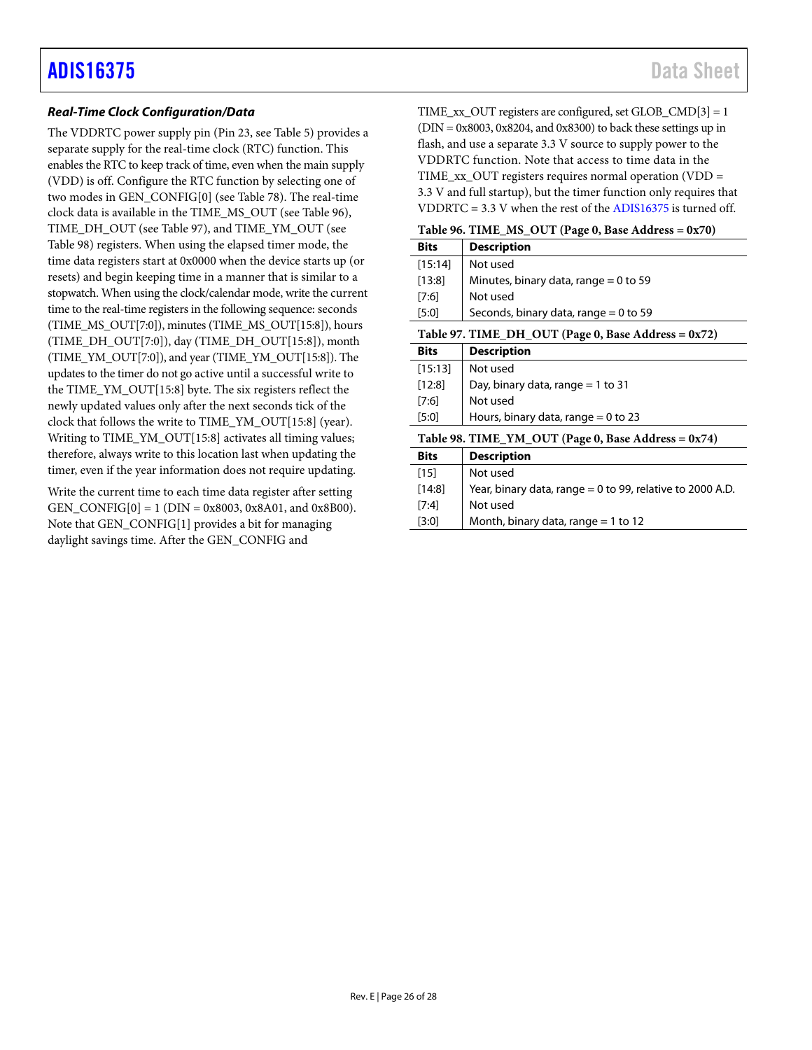### *Real-Time Clock Configuration/Data*

The VDDRTC power supply pin (Pin 23, see Table 5) provides a separate supply for the real-time clock (RTC) function. This enables the RTC to keep track of time, even when the main supply (VDD) is off. Configure the RTC function by selecting one of two modes in GEN_CONFIG[0] (see Table 78). The real-time clock data is available in the TIME_MS_OUT (see Table 96), TIME_DH_OUT (see Table 97), and TIME_YM_OUT (see Table 98) registers. When using the elapsed timer mode, the time data registers start at 0x0000 when the device starts up (or resets) and begin keeping time in a manner that is similar to a stopwatch. When using the clock/calendar mode, write the current time to the real-time registers in the following sequence: seconds (TIME_MS_OUT[7:0]), minutes (TIME_MS_OUT[15:8]), hours (TIME_DH_OUT[7:0]), day (TIME_DH_OUT[15:8]), month (TIME_YM_OUT[7:0]), and year (TIME_YM_OUT[15:8]). The updates to the timer do not go active until a successful write to the TIME_YM_OUT[15:8] byte. The six registers reflect the newly updated values only after the next seconds tick of the clock that follows the write to TIME_YM_OUT[15:8] (year). Writing to TIME_YM_OUT[15:8] activates all timing values; therefore, always write to this location last when updating the timer, even if the year information does not require updating.

Write the current time to each time data register after setting GEN_CONFIG[0] = 1 (DIN = 0x8003, 0x8A01, and 0x8B00). Note that GEN_CONFIG[1] provides a bit for managing daylight savings time. After the GEN_CONFIG and TIME_xx_OUT registers are configured, set GLOB_CMD[3] = 1 (DIN = 0x8003, 0x8204, and 0x8300) to back these settings up in flash, and use a separate 3.3 V source to supply power to the VDDRTC function. Note that access to time data in the TIME_xx_OUT registers requires normal operation (VDD = 3.3 V and full startup), but the timer function only requires that VDDRTC = 3.3 V when the rest of the ADIS16375 is turned off.

**Table 96. TIME_MS_OUT (Page 0, Base Address = 0x70)**

| Bits | Description |
|---|---|
| [15:14] | Not used |
| [13:8] | Minutes, binary data, range = 0 to 59 |
| [7:6] | Not used |
| [5:0] | Seconds, binary data, range = 0 to 59 |

**Table 97. TIME_DH_OUT (Page 0, Base Address = 0x72)**

| Bits | Description |
|---|---|
| [15:13] | Not used |
| [12:8] | Day, binary data, range = 1 to 31 |
| [7:6] | Not used |
| [5:0] | Hours, binary data, range = 0 to 23 |

**Table 98. TIME_YM_OUT (Page 0, Base Address = 0x74)**

| Bits | Description |
|---|---|
| [15] | Not used |
| [14:8] | Year, binary data, range = 0 to 99, relative to 2000 A.D. |
| [7:4] | Not used |
| [3:0] | Month, binary data, range = 1 to 12 |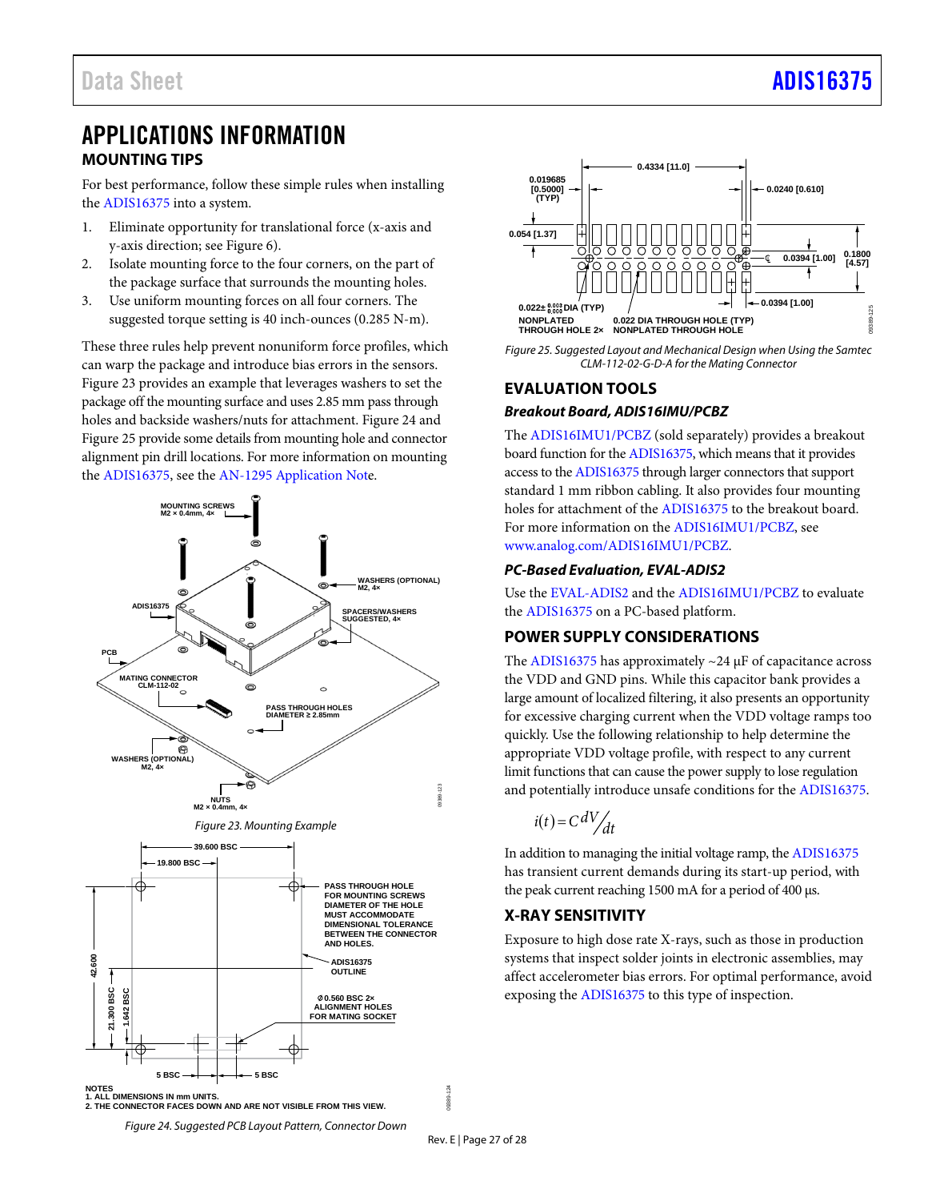# APPLICATIONS INFORMATION

## MOUNTING TIPS

For best performance, follow these simple rules when installing the ADIS16375 into a system.

1. Eliminate opportunity for translational force (x-axis and y-axis direction; see Figure 6).
2. Isolate mounting force to the four corners, on the part of the package surface that surrounds the mounting holes.
3. Use uniform mounting forces on all four corners. The suggested torque setting is 40 inch-ounces (0.285 N-m).

These three rules help prevent nonuniform force profiles, which can warp the package and introduce bias errors in the sensors. Figure 23 provides an example that leverages washers to set the package off the mounting surface and uses 2.85 mm pass through holes and backside washers/nuts for attachment. Figure 24 and Figure 25 provide some details from mounting hole and connector alignment pin drill locations. For more information on mounting the ADIS16375, see the AN-1295 Application Note.

Figure 23. Mounting Example

Figure 24. Suggested PCB Layout Pattern, Connector Down

Figure 25. Suggested Layout and Mechanical Design when Using the Samtec CLM-112-02-G-D-A for the Mating Connector

## EVALUATION TOOLS

### Breakout Board, ADIS16IMU1/PCBZ

The ADIS16IMU1/PCBZ (sold separately) provides a breakout board function for the ADIS16375, which means that it provides access to the ADIS16375 through larger connectors that support standard 1 mm ribbon cabling. It also provides four mounting holes for attachment of the ADIS16375 to the breakout board. For more information on the ADIS16IMU1/PCBZ, see www.analog.com/ADIS16IMU1/PCBZ.

### PC-Based Evaluation, EVAL-ADIS2

Use the EVAL-ADIS2 and the ADIS16IMU1/PCBZ to evaluate the ADIS16375 on a PC-based platform.

## POWER SUPPLY CONSIDERATIONS

The ADIS16375 has approximately ~24 µF of capacitance across the VDD and GND pins. While this capacitor bank provides a large amount of localized filtering, it also presents an opportunity for excessive charging current when the VDD voltage ramps too quickly. Use the following relationship to help determine the appropriate VDD voltage profile, with respect to any current limit functions that can cause the power supply to lose regulation and potentially introduce unsafe conditions for the ADIS16375.

$$i(t) = C\frac{dV}{dt}$$

In addition to managing the initial voltage ramp, the ADIS16375 has transient current demands during its start-up period, with the peak current reaching 1500 mA for a period of 400 µs.

## X-RAY SENSITIVITY

Exposure to high dose rate X-rays, such as those in production systems that inspect solder joints in electronic assemblies, may affect accelerometer bias errors. For optimal performance, avoid exposing the ADIS16375 to this type of inspection.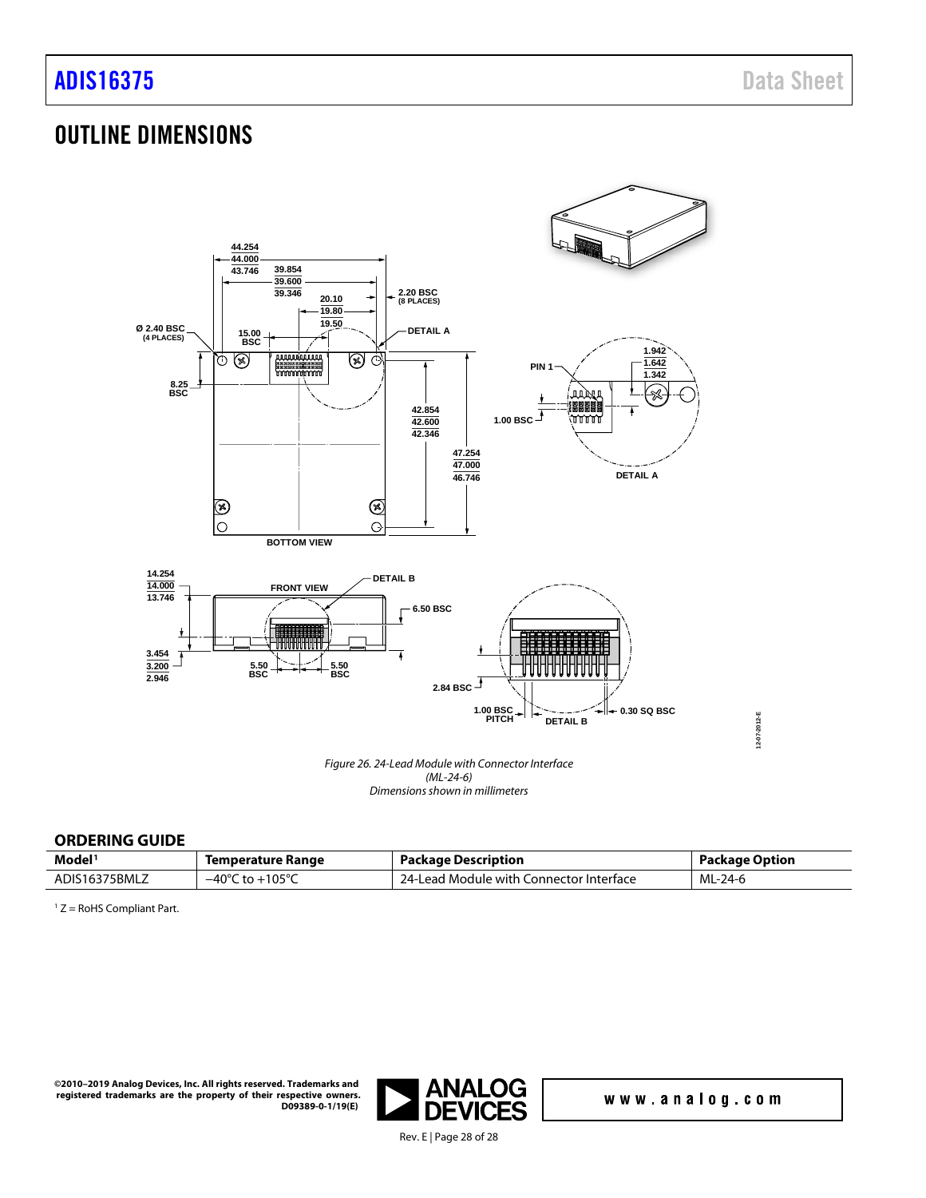## OUTLINE DIMENSIONS

44.254
44.000
43.746
39.854
39.600
39.346
20.10
19.80
19.50
2.20 BSC
(8 PLACES)
Ø 2.40 BSC
(4 PLACES)
15.00
BSC
DETAIL A
8.25
BSC
42.854
42.600
42.346
47.254
47.000
46.746
BOTTOM VIEW
PIN 1
1.942
1.642
1.342
1.00 BSC
DETAIL A
14.254
14.000
13.746
FRONT VIEW
DETAIL B
6.50 BSC
3.454
3.200
2.946
5.50
BSC
5.50
BSC
2.84 BSC
1.00 BSC
PITCH
DETAIL B
0.30 SQ BSC
12-07-2012-E

*Figure 26. 24-Lead Module with Connector Interface (ML-24-6)*
*Dimensions shown in millimeters*

### ORDERING GUIDE

| Model[1] | Temperature Range | Package Description | Package Option |
|---|---|---|---|
| ADIS16375BMLZ | −40°C to +105°C | 24-Lead Module with Connector Interface | ML-24-6 |

[1] Z = RoHS Compliant Part.

©2010–2019 Analog Devices, Inc. All rights reserved. Trademarks and registered trademarks are the property of their respective owners.
D09389-0-1/19(E)